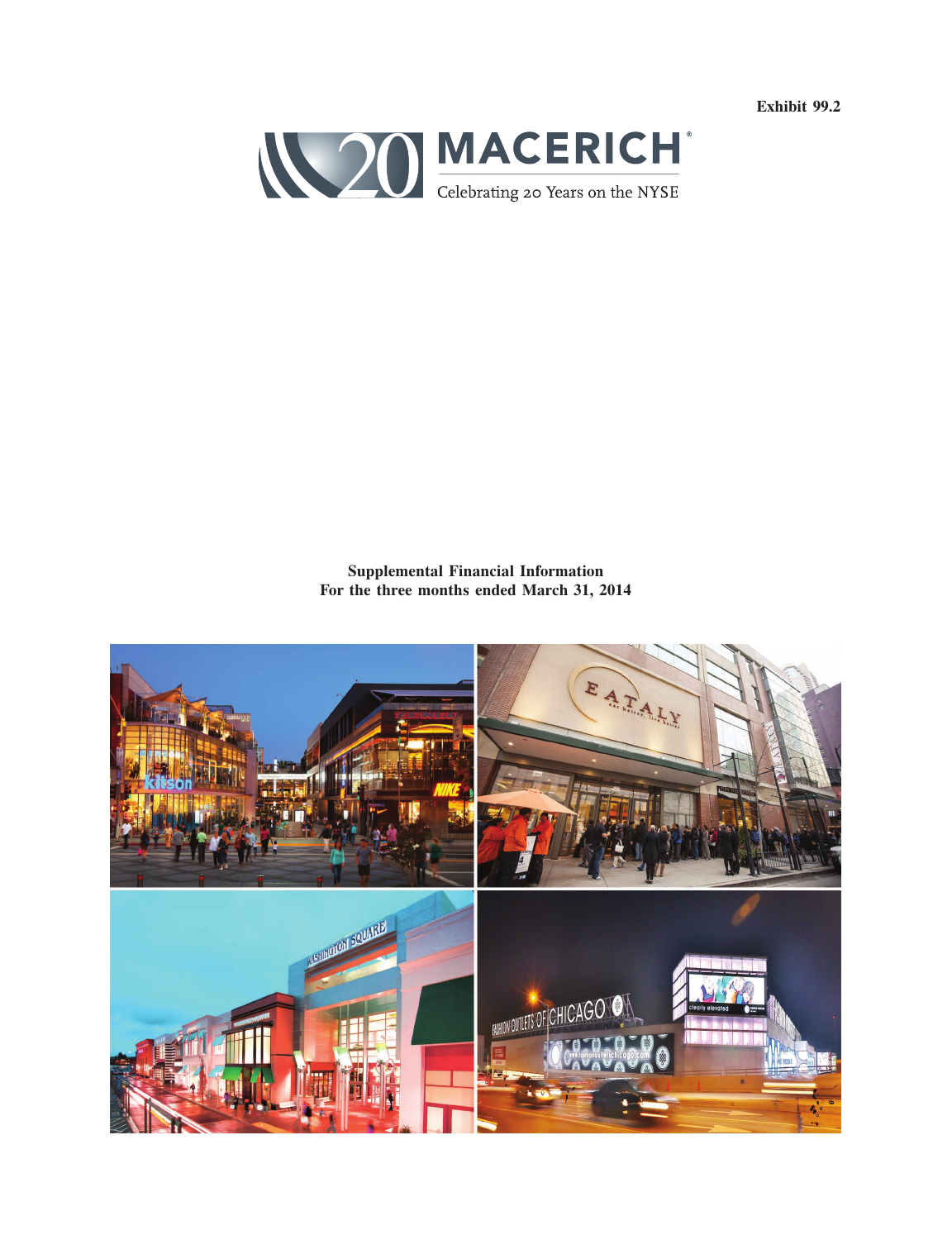Exhibit 99.2

MACERICH®

Celebrating 20 Years on the NYSE

**Supplemental Financial Information**
**For the three months ended March 31, 2014**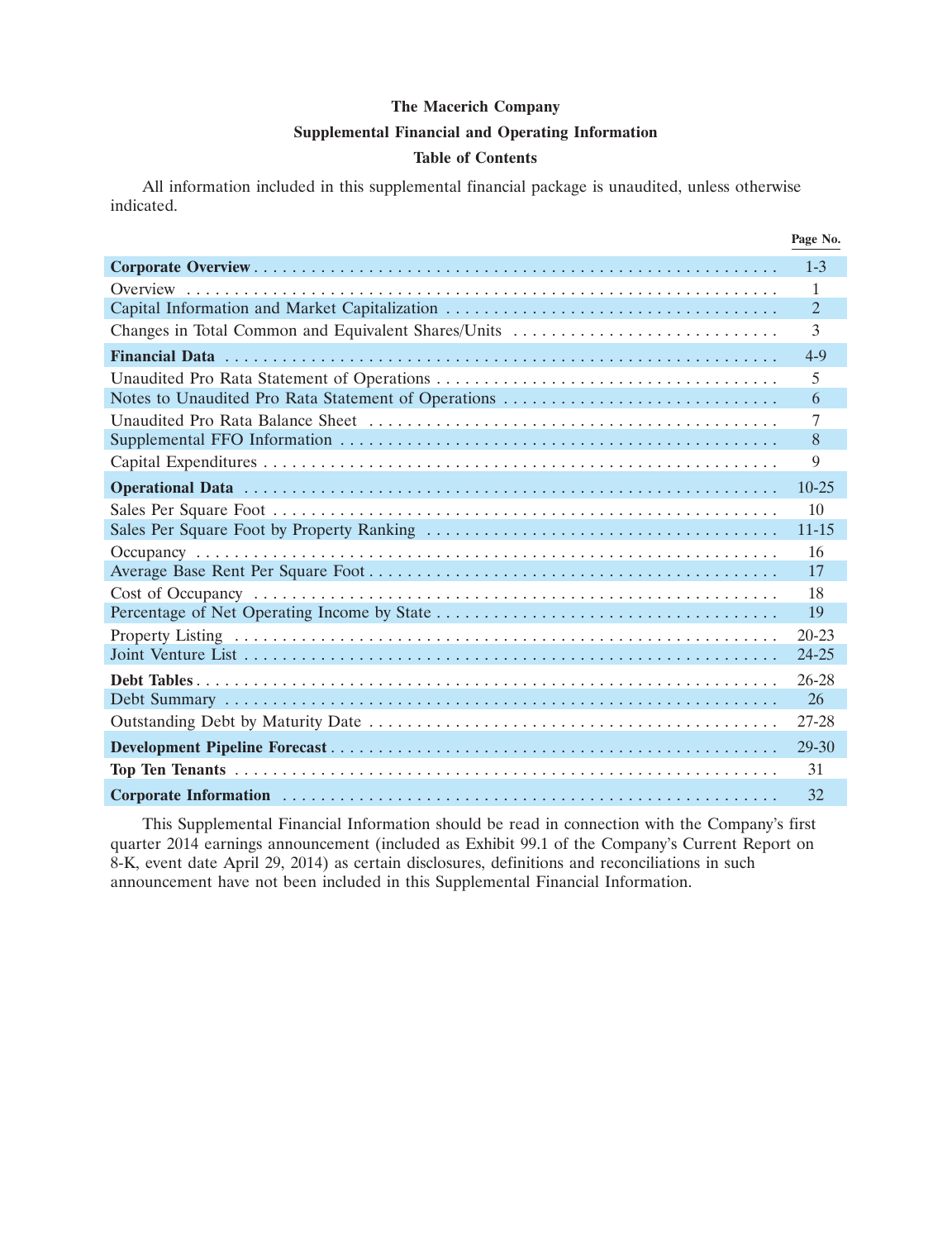# The Macerich Company

## Supplemental Financial and Operating Information

### Table of Contents

All information included in this supplemental financial package is unaudited, unless otherwise indicated.

| | Page No. |
|---|---|
| **Corporate Overview** | 1-3 |
| Overview | 1 |
| Capital Information and Market Capitalization | 2 |
| Changes in Total Common and Equivalent Shares/Units | 3 |
| **Financial Data** | 4-9 |
| Unaudited Pro Rata Statement of Operations | 5 |
| Notes to Unaudited Pro Rata Statement of Operations | 6 |
| Unaudited Pro Rata Balance Sheet | 7 |
| Supplemental FFO Information | 8 |
| Capital Expenditures | 9 |
| **Operational Data** | 10-25 |
| Sales Per Square Foot | 10 |
| Sales Per Square Foot by Property Ranking | 11-15 |
| Occupancy | 16 |
| Average Base Rent Per Square Foot | 17 |
| Cost of Occupancy | 18 |
| Percentage of Net Operating Income by State | 19 |
| Property Listing | 20-23 |
| Joint Venture List | 24-25 |
| **Debt Tables** | 26-28 |
| Debt Summary | 26 |
| Outstanding Debt by Maturity Date | 27-28 |
| **Development Pipeline Forecast** | 29-30 |
| **Top Ten Tenants** | 31 |
| **Corporate Information** | 32 |

This Supplemental Financial Information should be read in connection with the Company's first quarter 2014 earnings announcement (included as Exhibit 99.1 of the Company's Current Report on 8-K, event date April 29, 2014) as certain disclosures, definitions and reconciliations in such announcement have not been included in this Supplemental Financial Information.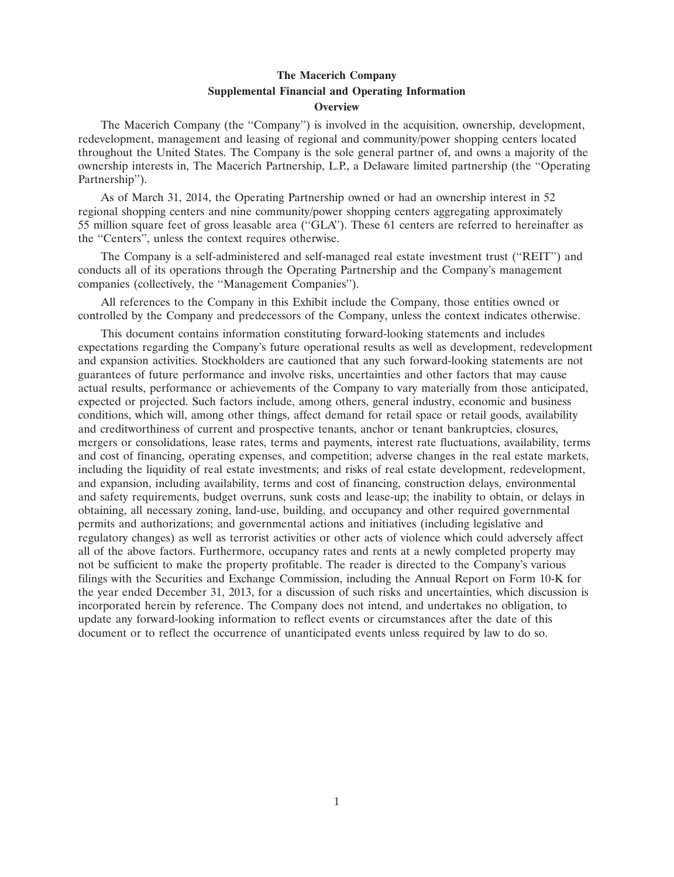# The Macerich Company

## Supplemental Financial and Operating Information

### Overview

The Macerich Company (the ''Company'') is involved in the acquisition, ownership, development, redevelopment, management and leasing of regional and community/power shopping centers located throughout the United States. The Company is the sole general partner of, and owns a majority of the ownership interests in, The Macerich Partnership, L.P., a Delaware limited partnership (the ''Operating Partnership'').

As of March 31, 2014, the Operating Partnership owned or had an ownership interest in 52 regional shopping centers and nine community/power shopping centers aggregating approximately 55 million square feet of gross leasable area (''GLA''). These 61 centers are referred to hereinafter as the ''Centers'', unless the context requires otherwise.

The Company is a self-administered and self-managed real estate investment trust (''REIT'') and conducts all of its operations through the Operating Partnership and the Company's management companies (collectively, the ''Management Companies'').

All references to the Company in this Exhibit include the Company, those entities owned or controlled by the Company and predecessors of the Company, unless the context indicates otherwise.

This document contains information constituting forward-looking statements and includes expectations regarding the Company's future operational results as well as development, redevelopment and expansion activities. Stockholders are cautioned that any such forward-looking statements are not guarantees of future performance and involve risks, uncertainties and other factors that may cause actual results, performance or achievements of the Company to vary materially from those anticipated, expected or projected. Such factors include, among others, general industry, economic and business conditions, which will, among other things, affect demand for retail space or retail goods, availability and creditworthiness of current and prospective tenants, anchor or tenant bankruptcies, closures, mergers or consolidations, lease rates, terms and payments, interest rate fluctuations, availability, terms and cost of financing, operating expenses, and competition; adverse changes in the real estate markets, including the liquidity of real estate investments; and risks of real estate development, redevelopment, and expansion, including availability, terms and cost of financing, construction delays, environmental and safety requirements, budget overruns, sunk costs and lease-up; the inability to obtain, or delays in obtaining, all necessary zoning, land-use, building, and occupancy and other required governmental permits and authorizations; and governmental actions and initiatives (including legislative and regulatory changes) as well as terrorist activities or other acts of violence which could adversely affect all of the above factors. Furthermore, occupancy rates and rents at a newly completed property may not be sufficient to make the property profitable. The reader is directed to the Company's various filings with the Securities and Exchange Commission, including the Annual Report on Form 10-K for the year ended December 31, 2013, for a discussion of such risks and uncertainties, which discussion is incorporated herein by reference. The Company does not intend, and undertakes no obligation, to update any forward-looking information to reflect events or circumstances after the date of this document or to reflect the occurrence of unanticipated events unless required by law to do so.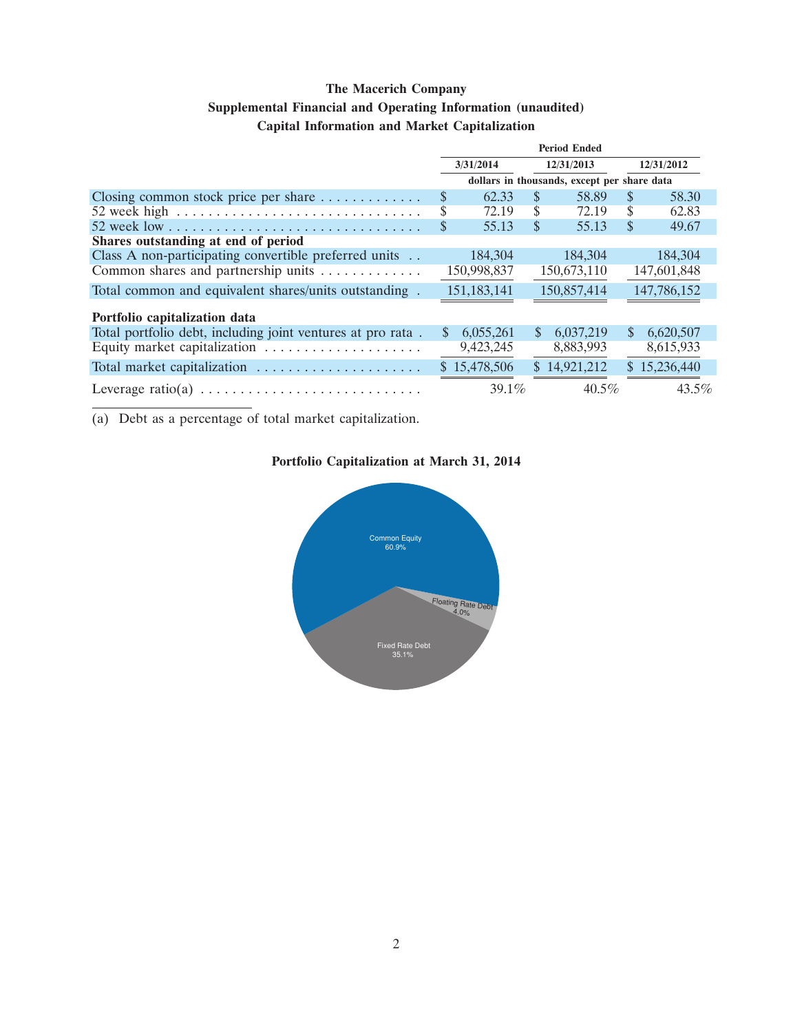**The Macerich Company**
**Supplemental Financial and Operating Information (unaudited)**
**Capital Information and Market Capitalization**

| | Period Ended | | |
|---|---|---|---|
| | 3/31/2014 | 12/31/2013 | 12/31/2012 |
| | dollars in thousands, except per share data | | |
| Closing common stock price per share | $ 62.33 | $ 58.89 | $ 58.30 |
| 52 week high | $ 72.19 | $ 72.19 | $ 62.83 |
| 52 week low | $ 55.13 | $ 55.13 | $ 49.67 |
| **Shares outstanding at end of period** | | | |
| Class A non-participating convertible preferred units | 184,304 | 184,304 | 184,304 |
| Common shares and partnership units | 150,998,837 | 150,673,110 | 147,601,848 |
| Total common and equivalent shares/units outstanding | 151,183,141 | 150,857,414 | 147,786,152 |
| **Portfolio capitalization data** | | | |
| Total portfolio debt, including joint ventures at pro rata | $ 6,055,261 | $ 6,037,219 | $ 6,620,507 |
| Equity market capitalization | 9,423,245 | 8,883,993 | 8,615,933 |
| Total market capitalization | $ 15,478,506 | $ 14,921,212 | $ 15,236,440 |
| Leverage ratio(a) | 39.1% | 40.5% | 43.5% |

(a) Debt as a percentage of total market capitalization.

**Portfolio Capitalization at March 31, 2014**

Common Equity 60.9%
Floating Rate Debt 4.0%
Fixed Rate Debt 35.1%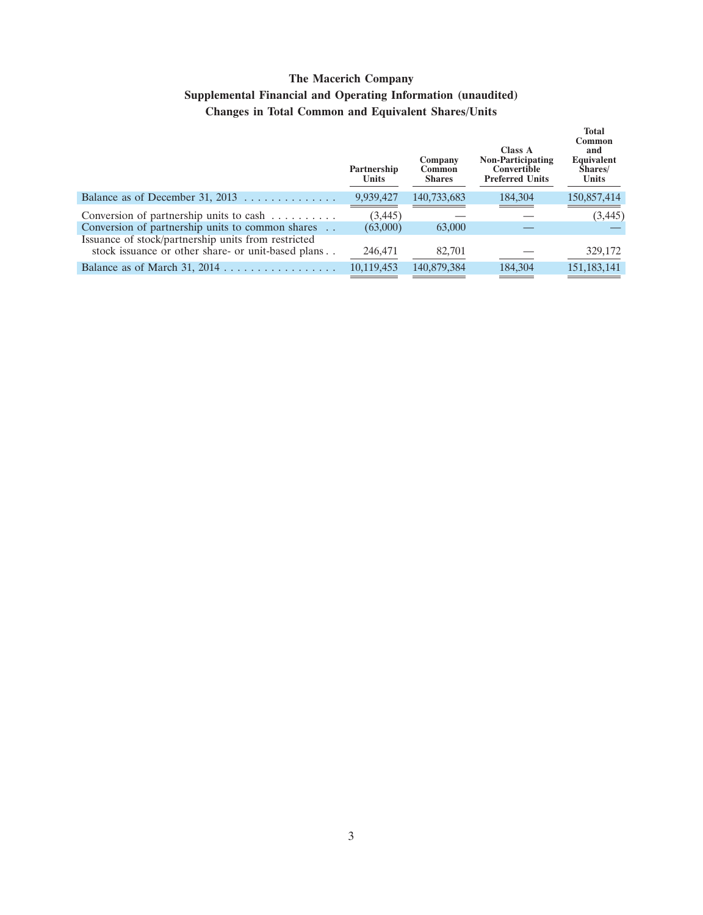# The Macerich Company

## Supplemental Financial and Operating Information (unaudited)

### Changes in Total Common and Equivalent Shares/Units

| | Partnership Units | Company Common Shares | Class A Non-Participating Convertible Preferred Units | Total Common and Equivalent Shares/ Units |
|---|---|---|---|---|
| Balance as of December 31, 2013 | 9,939,427 | 140,733,683 | 184,304 | 150,857,414 |
| Conversion of partnership units to cash | (3,445) | — | — | (3,445) |
| Conversion of partnership units to common shares | (63,000) | 63,000 | — | — |
| Issuance of stock/partnership units from restricted stock issuance or other share- or unit-based plans | 246,471 | 82,701 | — | 329,172 |
| Balance as of March 31, 2014 | 10,119,453 | 140,879,384 | 184,304 | 151,183,141 |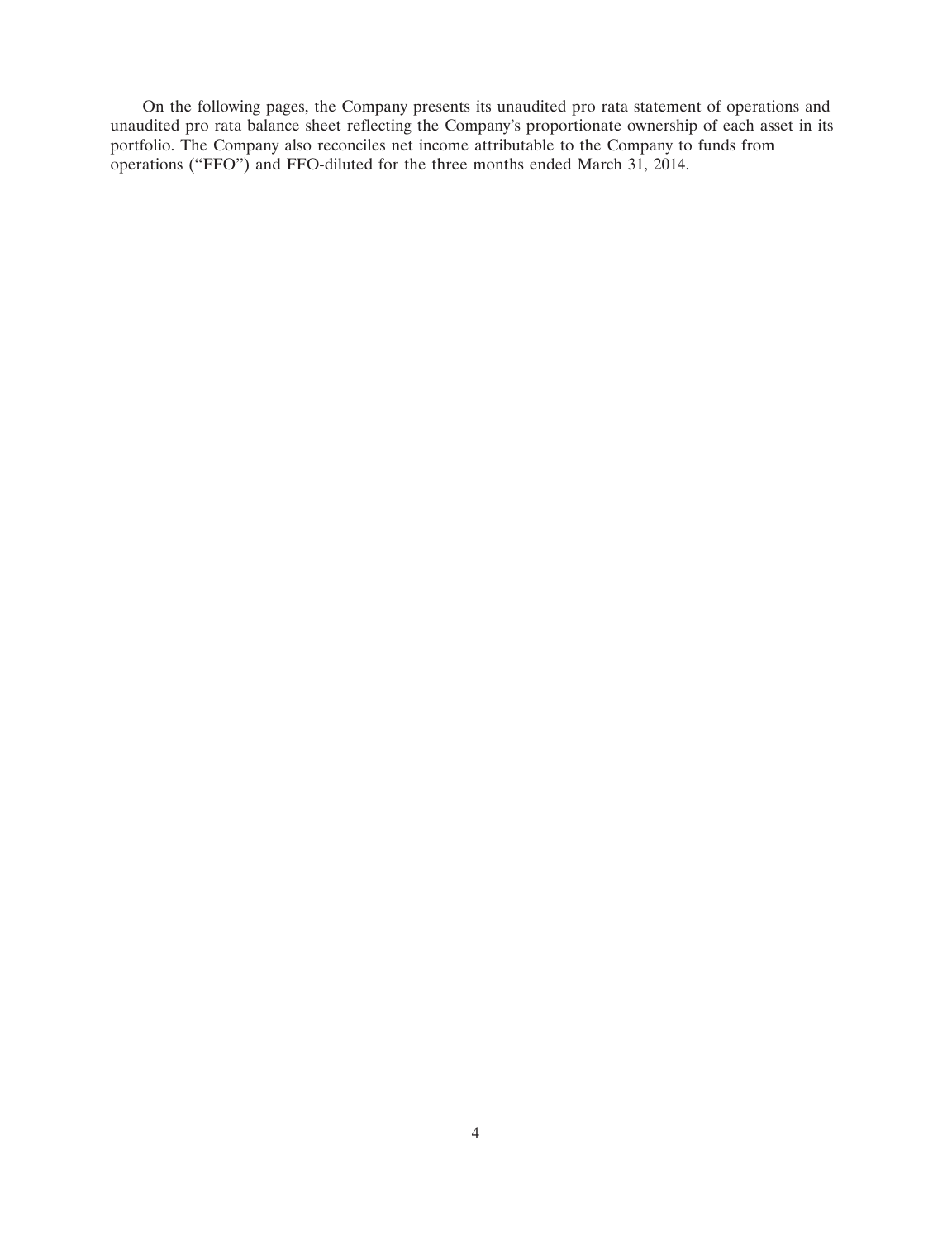On the following pages, the Company presents its unaudited pro rata statement of operations and unaudited pro rata balance sheet reflecting the Company's proportionate ownership of each asset in its portfolio. The Company also reconciles net income attributable to the Company to funds from operations ("FFO") and FFO-diluted for the three months ended March 31, 2014.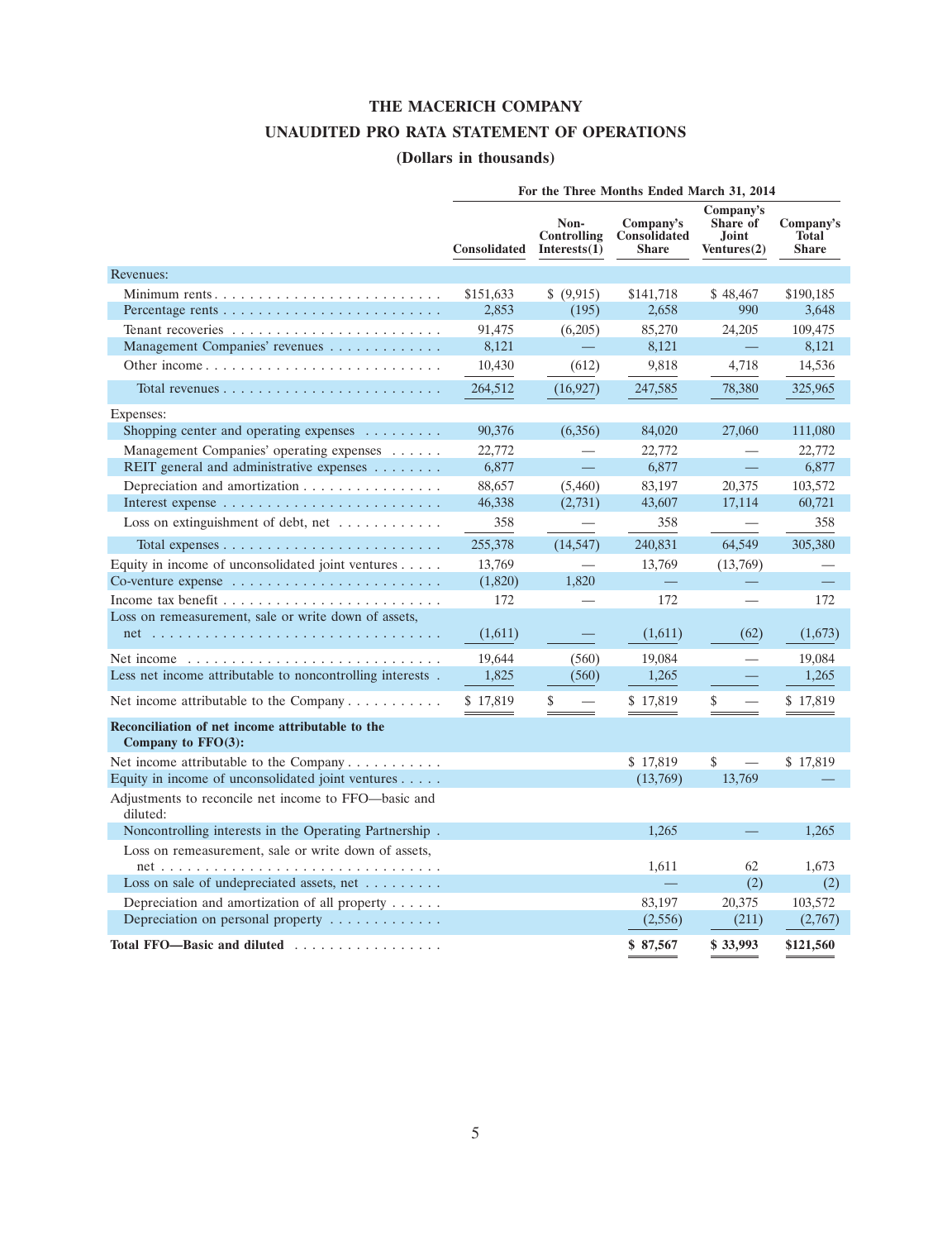# THE MACERICH COMPANY

## UNAUDITED PRO RATA STATEMENT OF OPERATIONS

### (Dollars in thousands)

| | For the Three Months Ended March 31, 2014 | | | | |
|---|---|---|---|---|---|
| | Consolidated | Non-Controlling Interests(1) | Company's Consolidated Share | Company's Share of Joint Ventures(2) | Company's Total Share |
| **Revenues:** | | | | | |
| Minimum rents | $151,633 | $ (9,915) | $141,718 | $ 48,467 | $190,185 |
| Percentage rents | 2,853 | (195) | 2,658 | 990 | 3,648 |
| Tenant recoveries | 91,475 | (6,205) | 85,270 | 24,205 | 109,475 |
| Management Companies' revenues | 8,121 | — | 8,121 | — | 8,121 |
| Other income | 10,430 | (612) | 9,818 | 4,718 | 14,536 |
| Total revenues | 264,512 | (16,927) | 247,585 | 78,380 | 325,965 |
| **Expenses:** | | | | | |
| Shopping center and operating expenses | 90,376 | (6,356) | 84,020 | 27,060 | 111,080 |
| Management Companies' operating expenses | 22,772 | — | 22,772 | — | 22,772 |
| REIT general and administrative expenses | 6,877 | — | 6,877 | — | 6,877 |
| Depreciation and amortization | 88,657 | (5,460) | 83,197 | 20,375 | 103,572 |
| Interest expense | 46,338 | (2,731) | 43,607 | 17,114 | 60,721 |
| Loss on extinguishment of debt, net | 358 | — | 358 | — | 358 |
| Total expenses | 255,378 | (14,547) | 240,831 | 64,549 | 305,380 |
| Equity in income of unconsolidated joint ventures | 13,769 | — | 13,769 | (13,769) | — |
| Co-venture expense | (1,820) | 1,820 | — | — | — |
| Income tax benefit | 172 | — | 172 | — | 172 |
| Loss on remeasurement, sale or write down of assets, net | (1,611) | — | (1,611) | (62) | (1,673) |
| Net income | 19,644 | (560) | 19,084 | — | 19,084 |
| Less net income attributable to noncontrolling interests | 1,825 | (560) | 1,265 | — | 1,265 |
| Net income attributable to the Company | $ 17,819 | $ — | $ 17,819 | $ — | $ 17,819 |
| **Reconciliation of net income attributable to the Company to FFO(3):** | | | | | |
| Net income attributable to the Company | | | $ 17,819 | $ — | $ 17,819 |
| Equity in income of unconsolidated joint ventures | | | (13,769) | 13,769 | — |
| Adjustments to reconcile net income to FFO—basic and diluted: | | | | | |
| Noncontrolling interests in the Operating Partnership | | | 1,265 | — | 1,265 |
| Loss on remeasurement, sale or write down of assets, net | | | 1,611 | 62 | 1,673 |
| Loss on sale of undepreciated assets, net | | | — | (2) | (2) |
| Depreciation and amortization of all property | | | 83,197 | 20,375 | 103,572 |
| Depreciation on personal property | | | (2,556) | (211) | (2,767) |
| **Total FFO—Basic and diluted** | | | **$ 87,567** | **$ 33,993** | **$121,560** |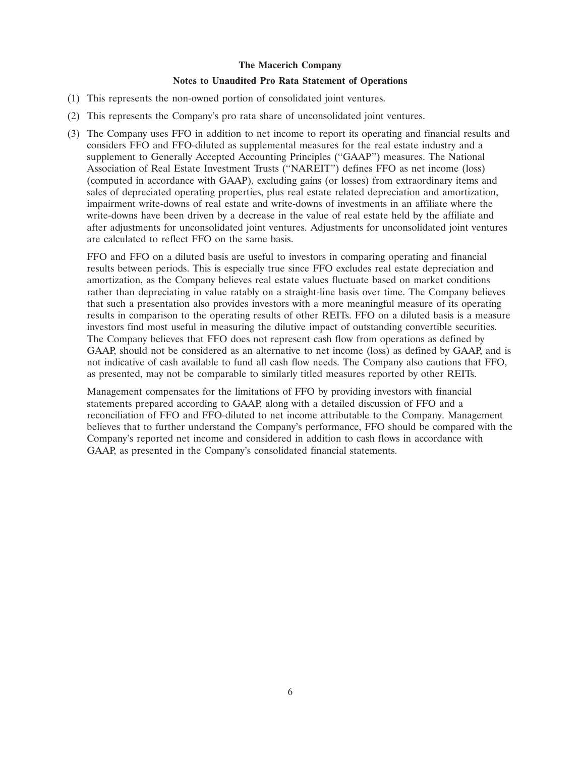**The Macerich Company**

**Notes to Unaudited Pro Rata Statement of Operations**

(1) This represents the non-owned portion of consolidated joint ventures.

(2) This represents the Company's pro rata share of unconsolidated joint ventures.

(3) The Company uses FFO in addition to net income to report its operating and financial results and considers FFO and FFO-diluted as supplemental measures for the real estate industry and a supplement to Generally Accepted Accounting Principles ("GAAP") measures. The National Association of Real Estate Investment Trusts ("NAREIT") defines FFO as net income (loss) (computed in accordance with GAAP), excluding gains (or losses) from extraordinary items and sales of depreciated operating properties, plus real estate related depreciation and amortization, impairment write-downs of real estate and write-downs of investments in an affiliate where the write-downs have been driven by a decrease in the value of real estate held by the affiliate and after adjustments for unconsolidated joint ventures. Adjustments for unconsolidated joint ventures are calculated to reflect FFO on the same basis.

FFO and FFO on a diluted basis are useful to investors in comparing operating and financial results between periods. This is especially true since FFO excludes real estate depreciation and amortization, as the Company believes real estate values fluctuate based on market conditions rather than depreciating in value ratably on a straight-line basis over time. The Company believes that such a presentation also provides investors with a more meaningful measure of its operating results in comparison to the operating results of other REITs. FFO on a diluted basis is a measure investors find most useful in measuring the dilutive impact of outstanding convertible securities. The Company believes that FFO does not represent cash flow from operations as defined by GAAP, should not be considered as an alternative to net income (loss) as defined by GAAP, and is not indicative of cash available to fund all cash flow needs. The Company also cautions that FFO, as presented, may not be comparable to similarly titled measures reported by other REITs.

Management compensates for the limitations of FFO by providing investors with financial statements prepared according to GAAP, along with a detailed discussion of FFO and a reconciliation of FFO and FFO-diluted to net income attributable to the Company. Management believes that to further understand the Company's performance, FFO should be compared with the Company's reported net income and considered in addition to cash flows in accordance with GAAP, as presented in the Company's consolidated financial statements.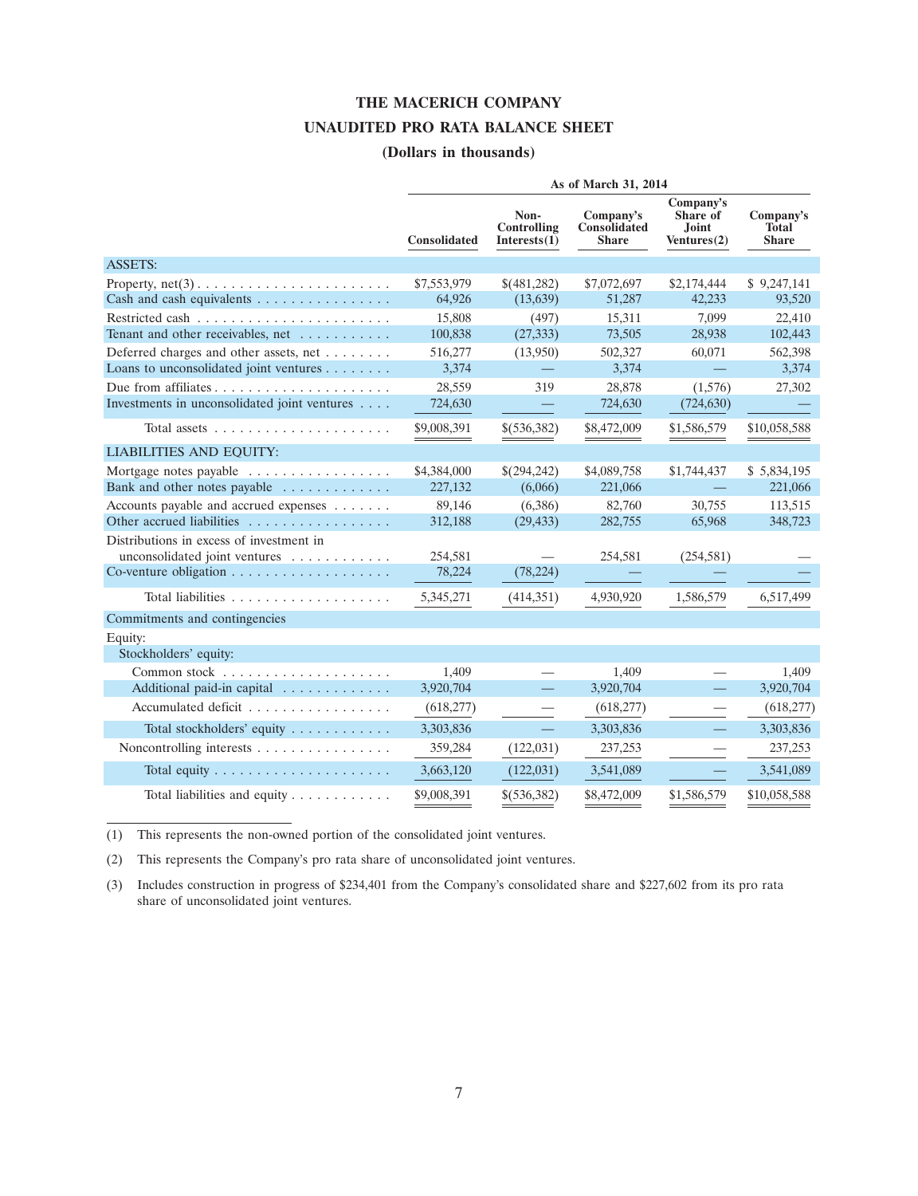# THE MACERICH COMPANY

## UNAUDITED PRO RATA BALANCE SHEET

### (Dollars in thousands)

| | As of March 31, 2014 | | | | |
|---|---|---|---|---|---|
| | Consolidated | Non-Controlling Interests(1) | Company's Consolidated Share | Company's Share of Joint Ventures(2) | Company's Total Share |
| ASSETS: | | | | | |
| Property, net(3) | $7,553,979 | $(481,282) | $7,072,697 | $2,174,444 | $ 9,247,141 |
| Cash and cash equivalents | 64,926 | (13,639) | 51,287 | 42,233 | 93,520 |
| Restricted cash | 15,808 | (497) | 15,311 | 7,099 | 22,410 |
| Tenant and other receivables, net | 100,838 | (27,333) | 73,505 | 28,938 | 102,443 |
| Deferred charges and other assets, net | 516,277 | (13,950) | 502,327 | 60,071 | 562,398 |
| Loans to unconsolidated joint ventures | 3,374 | — | 3,374 | — | 3,374 |
| Due from affiliates | 28,559 | 319 | 28,878 | (1,576) | 27,302 |
| Investments in unconsolidated joint ventures | 724,630 | — | 724,630 | (724,630) | — |
| Total assets | $9,008,391 | $(536,382) | $8,472,009 | $1,586,579 | $10,058,588 |
| LIABILITIES AND EQUITY: | | | | | |
| Mortgage notes payable | $4,384,000 | $(294,242) | $4,089,758 | $1,744,437 | $ 5,834,195 |
| Bank and other notes payable | 227,132 | (6,066) | 221,066 | — | 221,066 |
| Accounts payable and accrued expenses | 89,146 | (6,386) | 82,760 | 30,755 | 113,515 |
| Other accrued liabilities | 312,188 | (29,433) | 282,755 | 65,968 | 348,723 |
| Distributions in excess of investment in unconsolidated joint ventures | 254,581 | — | 254,581 | (254,581) | — |
| Co-venture obligation | 78,224 | (78,224) | — | — | — |
| Total liabilities | 5,345,271 | (414,351) | 4,930,920 | 1,586,579 | 6,517,499 |
| Commitments and contingencies | | | | | |
| Equity: | | | | | |
| Stockholders' equity: | | | | | |
| Common stock | 1,409 | — | 1,409 | — | 1,409 |
| Additional paid-in capital | 3,920,704 | — | 3,920,704 | — | 3,920,704 |
| Accumulated deficit | (618,277) | — | (618,277) | — | (618,277) |
| Total stockholders' equity | 3,303,836 | — | 3,303,836 | — | 3,303,836 |
| Noncontrolling interests | 359,284 | (122,031) | 237,253 | — | 237,253 |
| Total equity | 3,663,120 | (122,031) | 3,541,089 | — | 3,541,089 |
| Total liabilities and equity | $9,008,391 | $(536,382) | $8,472,009 | $1,586,579 | $10,058,588 |

(1) This represents the non-owned portion of the consolidated joint ventures.

(2) This represents the Company's pro rata share of unconsolidated joint ventures.

(3) Includes construction in progress of $234,401 from the Company's consolidated share and $227,602 from its pro rata share of unconsolidated joint ventures.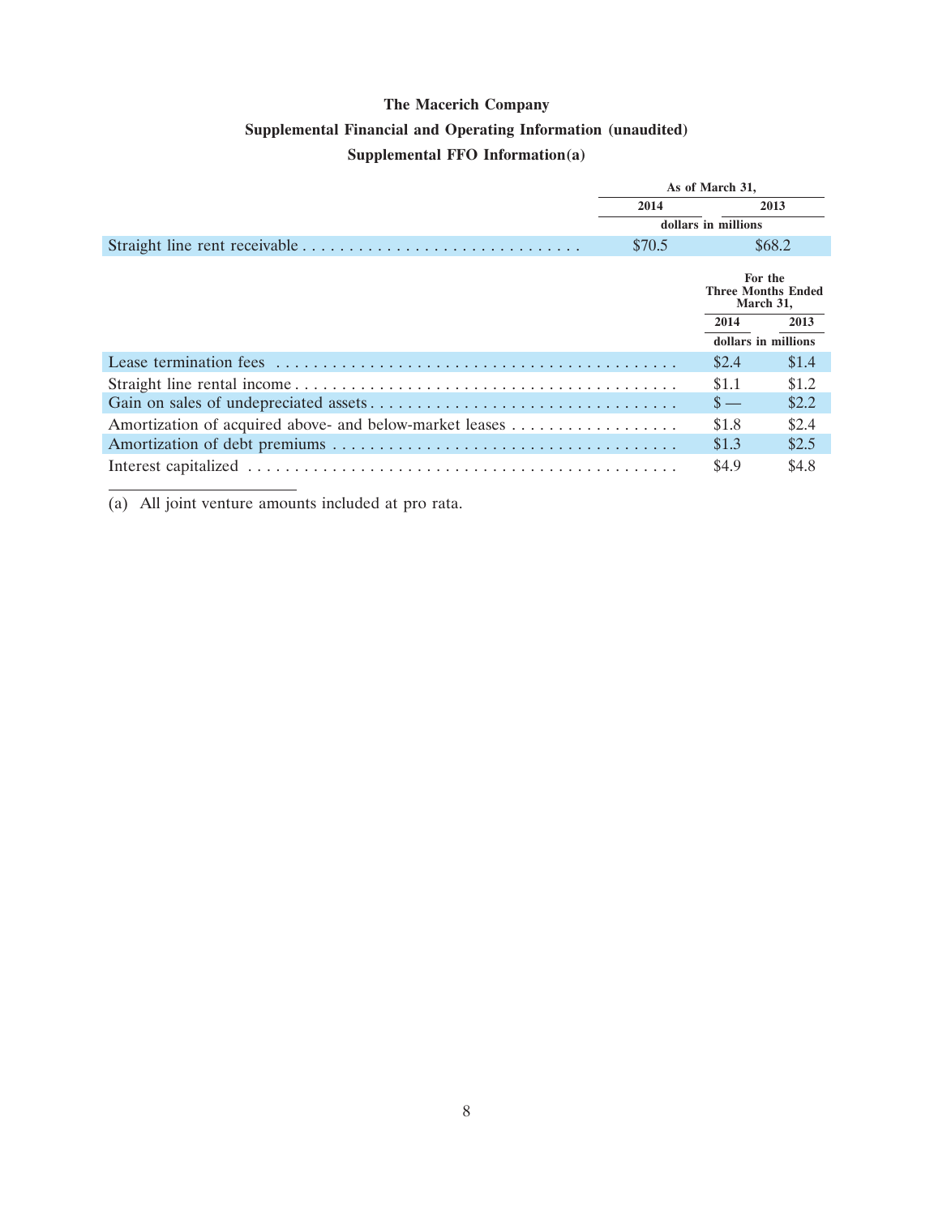**The Macerich Company**

**Supplemental Financial and Operating Information (unaudited)**

**Supplemental FFO Information(a)**

| | As of March 31, | |
|---|---|---|
| | 2014 | 2013 |
| | dollars in millions | |
| Straight line rent receivable | $70.5 | $68.2 |

| | For the Three Months Ended March 31, | |
|---|---|---|
| | 2014 | 2013 |
| | dollars in millions | |
| Lease termination fees | $2.4 | $1.4 |
| Straight line rental income | $1.1 | $1.2 |
| Gain on sales of undepreciated assets | $ — | $2.2 |
| Amortization of acquired above- and below-market leases | $1.8 | $2.4 |
| Amortization of debt premiums | $1.3 | $2.5 |
| Interest capitalized | $4.9 | $4.8 |

(a) All joint venture amounts included at pro rata.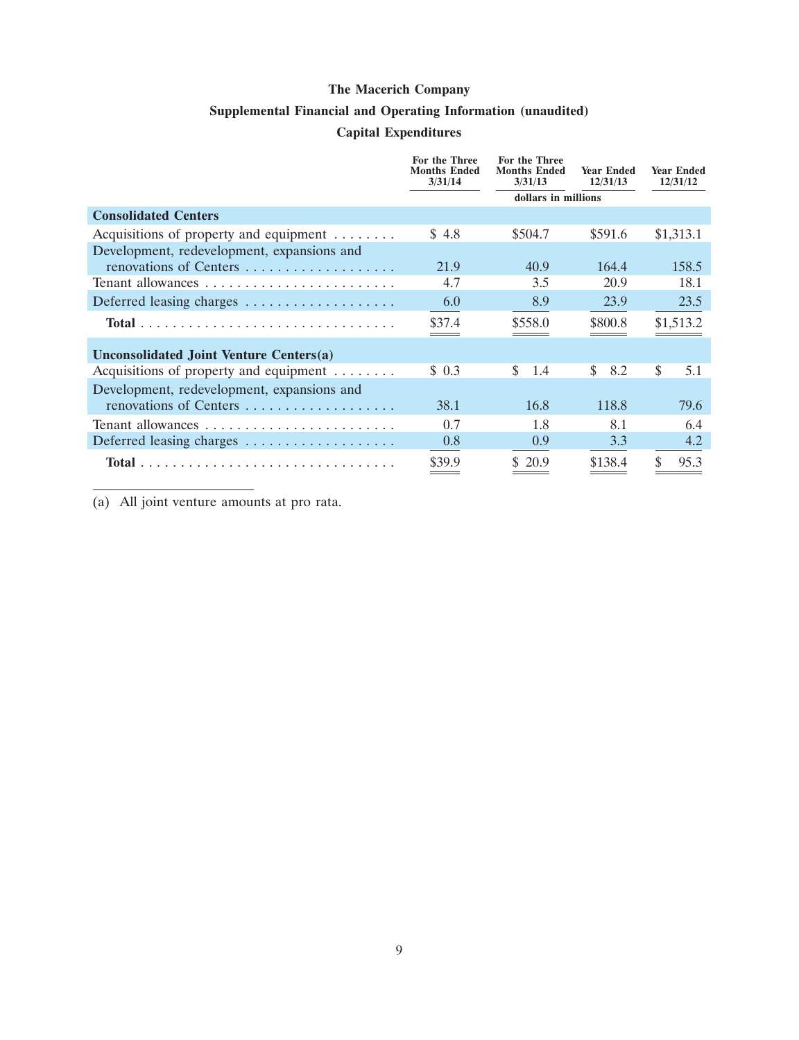# The Macerich Company

## Supplemental Financial and Operating Information (unaudited)

### Capital Expenditures

| | For the Three Months Ended 3/31/14 | For the Three Months Ended 3/31/13 | Year Ended 12/31/13 | Year Ended 12/31/12 |
|---|---|---|---|---|
| | | dollars in millions | | |
| **Consolidated Centers** | | | | |
| Acquisitions of property and equipment | $ 4.8 | $504.7 | $591.6 | $1,313.1 |
| Development, redevelopment, expansions and renovations of Centers | 21.9 | 40.9 | 164.4 | 158.5 |
| Tenant allowances | 4.7 | 3.5 | 20.9 | 18.1 |
| Deferred leasing charges | 6.0 | 8.9 | 23.9 | 23.5 |
| **Total** | $37.4 | $558.0 | $800.8 | $1,513.2 |
| **Unconsolidated Joint Venture Centers(a)** | | | | |
| Acquisitions of property and equipment | $ 0.3 | $ 1.4 | $ 8.2 | $ 5.1 |
| Development, redevelopment, expansions and renovations of Centers | 38.1 | 16.8 | 118.8 | 79.6 |
| Tenant allowances | 0.7 | 1.8 | 8.1 | 6.4 |
| Deferred leasing charges | 0.8 | 0.9 | 3.3 | 4.2 |
| **Total** | $39.9 | $ 20.9 | $138.4 | $ 95.3 |

(a) All joint venture amounts at pro rata.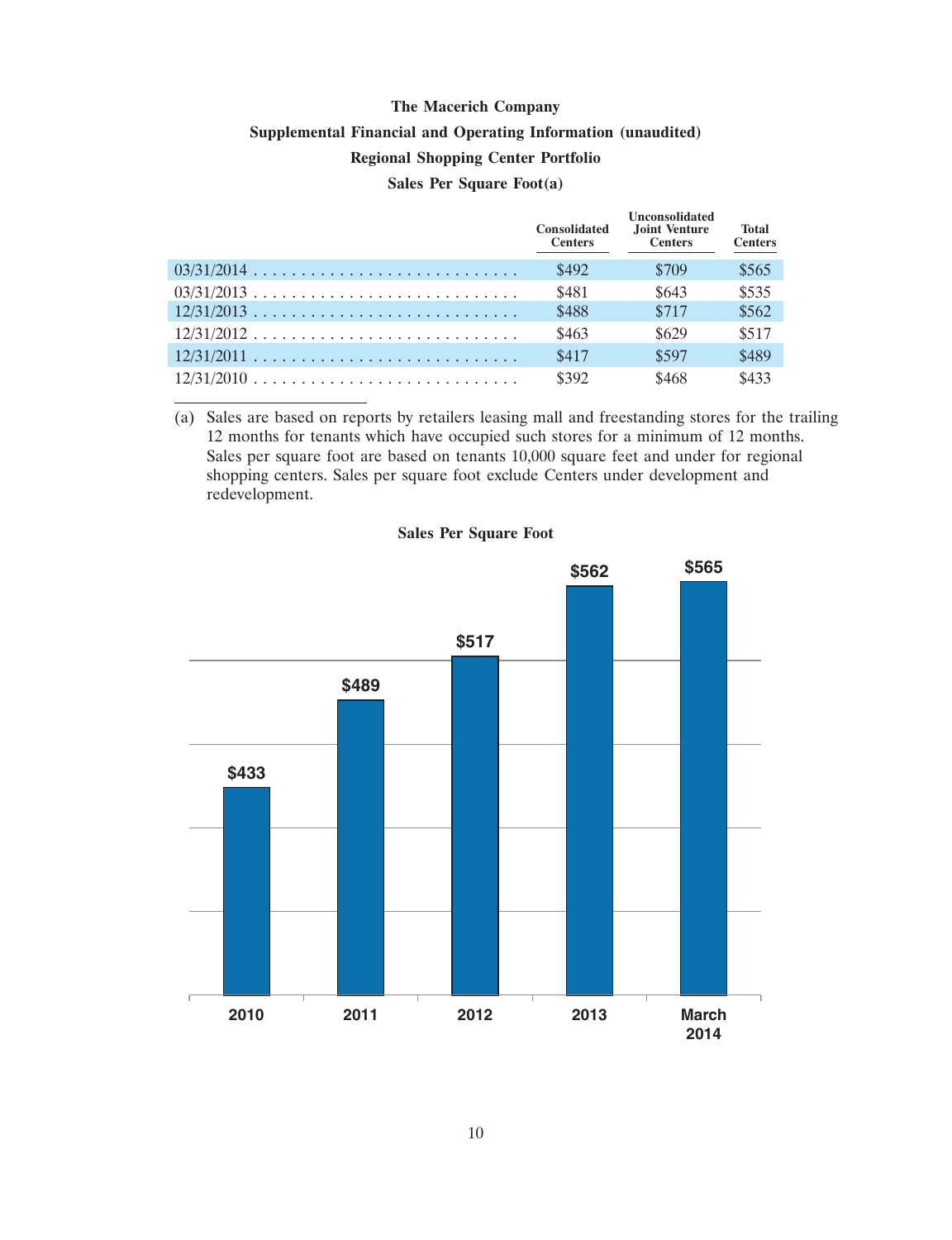**The Macerich Company**

**Supplemental Financial and Operating Information (unaudited)**

**Regional Shopping Center Portfolio**

**Sales Per Square Foot(a)**

| | Consolidated Centers | Unconsolidated Joint Venture Centers | Total Centers |
|---|---|---|---|
| 03/31/2014 | $492 | $709 | $565 |
| 03/31/2013 | $481 | $643 | $535 |
| 12/31/2013 | $488 | $717 | $562 |
| 12/31/2012 | $463 | $629 | $517 |
| 12/31/2011 | $417 | $597 | $489 |
| 12/31/2010 | $392 | $468 | $433 |

(a) Sales are based on reports by retailers leasing mall and freestanding stores for the trailing 12 months for tenants which have occupied such stores for a minimum of 12 months. Sales per square foot are based on tenants 10,000 square feet and under for regional shopping centers. Sales per square foot exclude Centers under development and redevelopment.

**Sales Per Square Foot**

| 2010 | 2011 | 2012 | 2013 | March 2014 |
|---|---|---|---|---|
| $433 | $489 | $517 | $562 | $565 |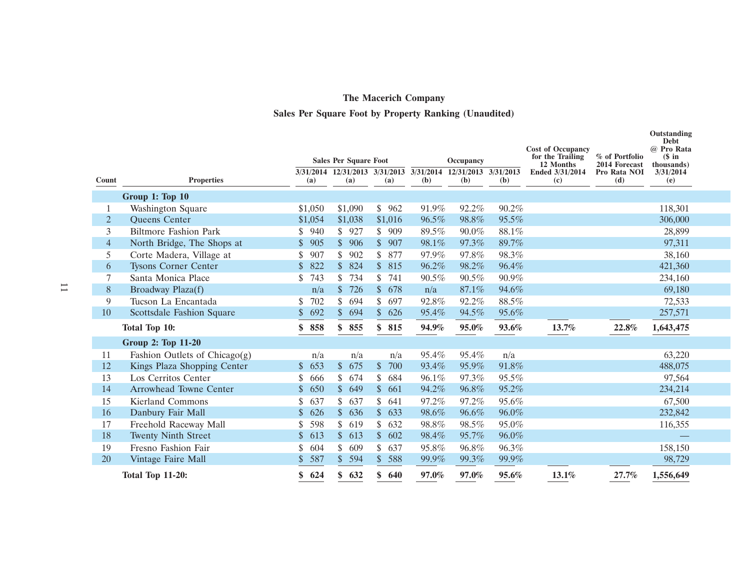# The Macerich Company

## Sales Per Square Foot by Property Ranking (Unaudited)

| Count | Properties | Sales Per Square Foot | | | Occupancy | | | Cost of Occupancy for the Trailing 12 Months Ended 3/31/2014 (c) | % of Portfolio 2014 Forecast Pro Rata NOI (d) | Outstanding Debt @ Pro Rata ($ in thousands) 3/31/2014 (e) |
|---|---|---|---|---|---|---|---|---|---|---|
| | | 3/31/2014 (a) | 12/31/2013 (a) | 3/31/2013 (a) | 3/31/2014 (b) | 12/31/2013 (b) | 3/31/2013 (b) | | | |
| | **Group 1: Top 10** | | | | | | | | | |
| 1 | Washington Square | $1,050 | $1,090 | $ 962 | 91.9% | 92.2% | 90.2% | | | 118,301 |
| 2 | Queens Center | $1,054 | $1,038 | $1,016 | 96.5% | 98.8% | 95.5% | | | 306,000 |
| 3 | Biltmore Fashion Park | $ 940 | $ 927 | $ 909 | 89.5% | 90.0% | 88.1% | | | 28,899 |
| 4 | North Bridge, The Shops at | $ 905 | $ 906 | $ 907 | 98.1% | 97.3% | 89.7% | | | 97,311 |
| 5 | Corte Madera, Village at | $ 907 | $ 902 | $ 877 | 97.9% | 97.8% | 98.3% | | | 38,160 |
| 6 | Tysons Corner Center | $ 822 | $ 824 | $ 815 | 96.2% | 98.2% | 96.4% | | | 421,360 |
| 7 | Santa Monica Place | $ 743 | $ 734 | $ 741 | 90.5% | 90.5% | 90.9% | | | 234,160 |
| 8 | Broadway Plaza(f) | n/a | $ 726 | $ 678 | n/a | 87.1% | 94.6% | | | 69,180 |
| 9 | Tucson La Encantada | $ 702 | $ 694 | $ 697 | 92.8% | 92.2% | 88.5% | | | 72,533 |
| 10 | Scottsdale Fashion Square | $ 692 | $ 694 | $ 626 | 95.4% | 94.5% | 95.6% | | | 257,571 |
| | **Total Top 10:** | **$ 858** | **$ 855** | **$ 815** | **94.9%** | **95.0%** | **93.6%** | **13.7%** | **22.8%** | **1,643,475** |
| | **Group 2: Top 11-20** | | | | | | | | | |
| 11 | Fashion Outlets of Chicago(g) | n/a | n/a | n/a | 95.4% | 95.4% | n/a | | | 63,220 |
| 12 | Kings Plaza Shopping Center | $ 653 | $ 675 | $ 700 | 93.4% | 95.9% | 91.8% | | | 488,075 |
| 13 | Los Cerritos Center | $ 666 | $ 674 | $ 684 | 96.1% | 97.3% | 95.5% | | | 97,564 |
| 14 | Arrowhead Towne Center | $ 650 | $ 649 | $ 661 | 94.2% | 96.8% | 95.2% | | | 234,214 |
| 15 | Kierland Commons | $ 637 | $ 637 | $ 641 | 97.2% | 97.2% | 95.6% | | | 67,500 |
| 16 | Danbury Fair Mall | $ 626 | $ 636 | $ 633 | 98.6% | 96.6% | 96.0% | | | 232,842 |
| 17 | Freehold Raceway Mall | $ 598 | $ 619 | $ 632 | 98.8% | 98.5% | 95.0% | | | 116,355 |
| 18 | Twenty Ninth Street | $ 613 | $ 613 | $ 602 | 98.4% | 95.7% | 96.0% | | | — |
| 19 | Fresno Fashion Fair | $ 604 | $ 609 | $ 637 | 95.8% | 96.8% | 96.3% | | | 158,150 |
| 20 | Vintage Faire Mall | $ 587 | $ 594 | $ 588 | 99.9% | 99.3% | 99.9% | | | 98,729 |
| | **Total Top 11-20:** | **$ 624** | **$ 632** | **$ 640** | **97.0%** | **97.0%** | **95.6%** | **13.1%** | **27.7%** | **1,556,649** |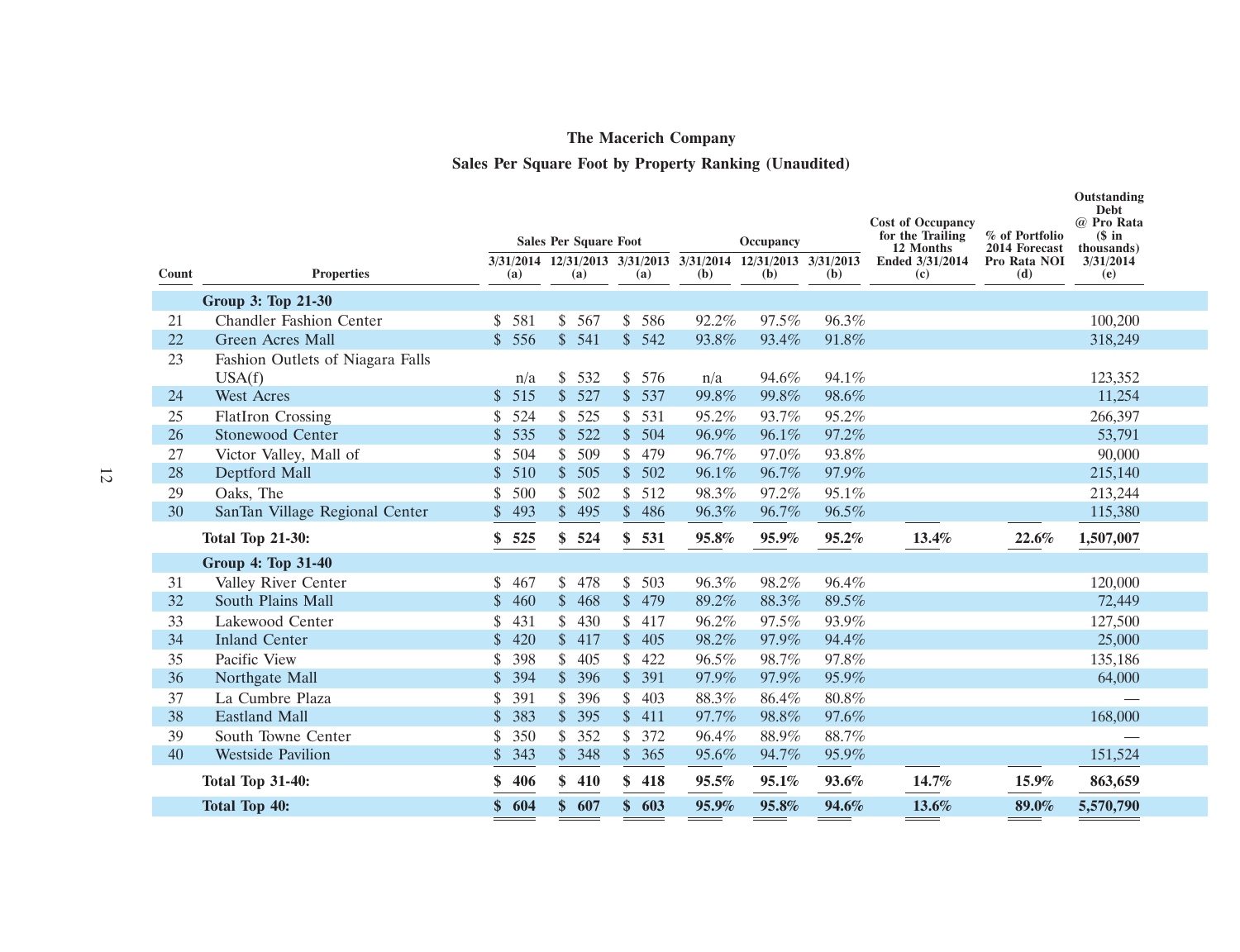# The Macerich Company

## Sales Per Square Foot by Property Ranking (Unaudited)

| Count | Properties | Sales Per Square Foot 3/31/2014 (a) | Sales Per Square Foot 12/31/2013 (a) | Sales Per Square Foot 3/31/2013 (a) | Occupancy 3/31/2014 (b) | Occupancy 12/31/2013 (b) | Occupancy 3/31/2013 (b) | Cost of Occupancy for the Trailing 12 Months Ended 3/31/2014 (c) | % of Portfolio 2014 Forecast Pro Rata NOI (d) | Outstanding Debt @ Pro Rata ($ in thousands) 3/31/2014 (e) |
|---|---|---|---|---|---|---|---|---|---|---|
| | **Group 3: Top 21-30** | | | | | | | | | |
| 21 | Chandler Fashion Center | $ 581 | $ 567 | $ 586 | 92.2% | 97.5% | 96.3% | | | 100,200 |
| 22 | Green Acres Mall | $ 556 | $ 541 | $ 542 | 93.8% | 93.4% | 91.8% | | | 318,249 |
| 23 | Fashion Outlets of Niagara Falls USA(f) | n/a | $ 532 | $ 576 | n/a | 94.6% | 94.1% | | | 123,352 |
| 24 | West Acres | $ 515 | $ 527 | $ 537 | 99.8% | 99.8% | 98.6% | | | 11,254 |
| 25 | FlatIron Crossing | $ 524 | $ 525 | $ 531 | 95.2% | 93.7% | 95.2% | | | 266,397 |
| 26 | Stonewood Center | $ 535 | $ 522 | $ 504 | 96.9% | 96.1% | 97.2% | | | 53,791 |
| 27 | Victor Valley, Mall of | $ 504 | $ 509 | $ 479 | 96.7% | 97.0% | 93.8% | | | 90,000 |
| 28 | Deptford Mall | $ 510 | $ 505 | $ 502 | 96.1% | 96.7% | 97.9% | | | 215,140 |
| 29 | Oaks, The | $ 500 | $ 502 | $ 512 | 98.3% | 97.2% | 95.1% | | | 213,244 |
| 30 | SanTan Village Regional Center | $ 493 | $ 495 | $ 486 | 96.3% | 96.7% | 96.5% | | | 115,380 |
| | **Total Top 21-30:** | **$ 525** | **$ 524** | **$ 531** | **95.8%** | **95.9%** | **95.2%** | **13.4%** | **22.6%** | **1,507,007** |
| | **Group 4: Top 31-40** | | | | | | | | | |
| 31 | Valley River Center | $ 467 | $ 478 | $ 503 | 96.3% | 98.2% | 96.4% | | | 120,000 |
| 32 | South Plains Mall | $ 460 | $ 468 | $ 479 | 89.2% | 88.3% | 89.5% | | | 72,449 |
| 33 | Lakewood Center | $ 431 | $ 430 | $ 417 | 96.2% | 97.5% | 93.9% | | | 127,500 |
| 34 | Inland Center | $ 420 | $ 417 | $ 405 | 98.2% | 97.9% | 94.4% | | | 25,000 |
| 35 | Pacific View | $ 398 | $ 405 | $ 422 | 96.5% | 98.7% | 97.8% | | | 135,186 |
| 36 | Northgate Mall | $ 394 | $ 396 | $ 391 | 97.9% | 97.9% | 95.9% | | | 64,000 |
| 37 | La Cumbre Plaza | $ 391 | $ 396 | $ 403 | 88.3% | 86.4% | 80.8% | | | — |
| 38 | Eastland Mall | $ 383 | $ 395 | $ 411 | 97.7% | 98.8% | 97.6% | | | 168,000 |
| 39 | South Towne Center | $ 350 | $ 352 | $ 372 | 96.4% | 88.9% | 88.7% | | | — |
| 40 | Westside Pavilion | $ 343 | $ 348 | $ 365 | 95.6% | 94.7% | 95.9% | | | 151,524 |
| | **Total Top 31-40:** | **$ 406** | **$ 410** | **$ 418** | **95.5%** | **95.1%** | **93.6%** | **14.7%** | **15.9%** | **863,659** |
| | **Total Top 40:** | **$ 604** | **$ 607** | **$ 603** | **95.9%** | **95.8%** | **94.6%** | **13.6%** | **89.0%** | **5,570,790** |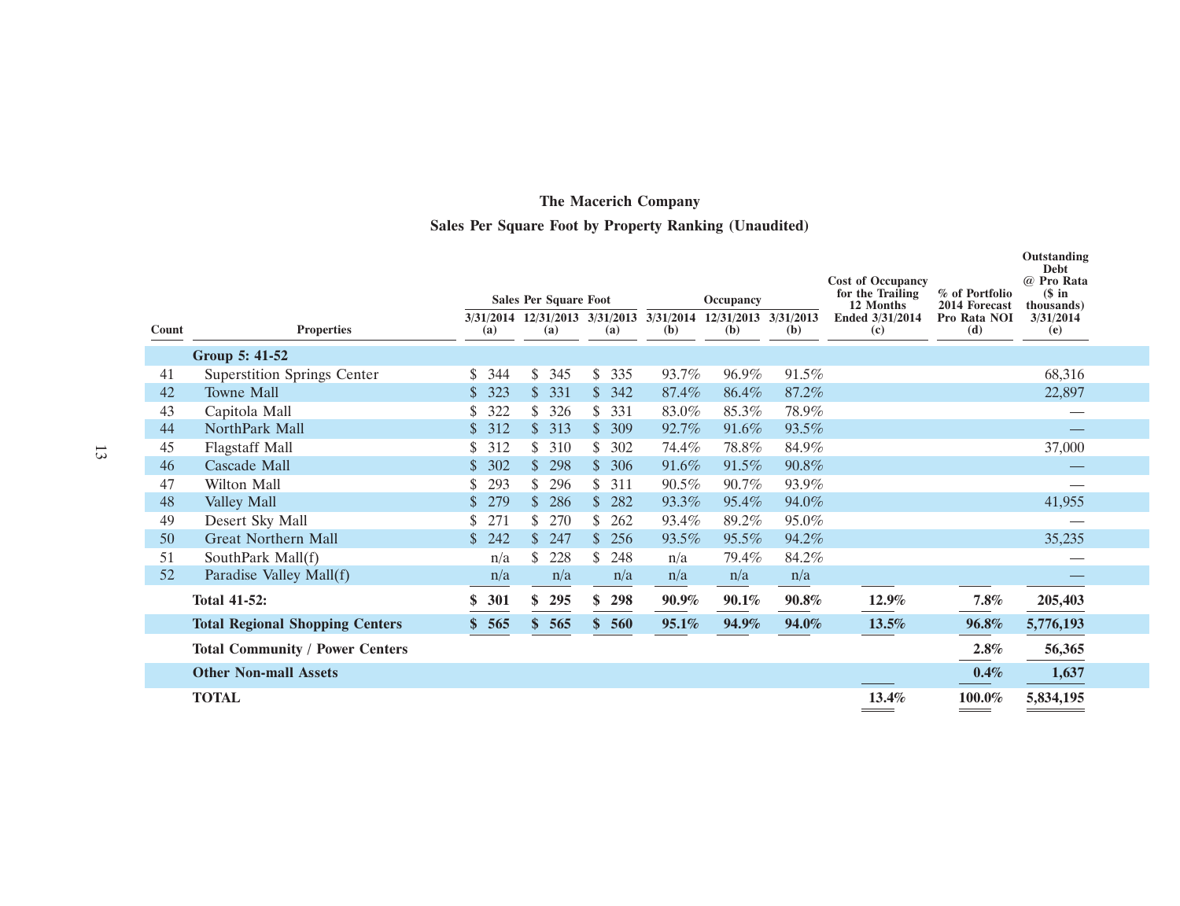## The Macerich Company

## Sales Per Square Foot by Property Ranking (Unaudited)

| Count | Properties | Sales Per Square Foot 3/31/2014 (a) | Sales Per Square Foot 12/31/2013 (a) | Sales Per Square Foot 3/31/2013 (a) | Occupancy 3/31/2014 (b) | Occupancy 12/31/2013 (b) | Occupancy 3/31/2013 (b) | Cost of Occupancy for the Trailing 12 Months Ended 3/31/2014 (c) | % of Portfolio 2014 Forecast Pro Rata NOI (d) | Outstanding Debt @ Pro Rata ($ in thousands) 3/31/2014 (e) |
|---|---|---|---|---|---|---|---|---|---|---|
| | **Group 5: 41-52** | | | | | | | | | |
| 41 | Superstition Springs Center | $ 344 | $ 345 | $ 335 | 93.7% | 96.9% | 91.5% | | | 68,316 |
| 42 | Towne Mall | $ 323 | $ 331 | $ 342 | 87.4% | 86.4% | 87.2% | | | 22,897 |
| 43 | Capitola Mall | $ 322 | $ 326 | $ 331 | 83.0% | 85.3% | 78.9% | | | — |
| 44 | NorthPark Mall | $ 312 | $ 313 | $ 309 | 92.7% | 91.6% | 93.5% | | | — |
| 45 | Flagstaff Mall | $ 312 | $ 310 | $ 302 | 74.4% | 78.8% | 84.9% | | | 37,000 |
| 46 | Cascade Mall | $ 302 | $ 298 | $ 306 | 91.6% | 91.5% | 90.8% | | | — |
| 47 | Wilton Mall | $ 293 | $ 296 | $ 311 | 90.5% | 90.7% | 93.9% | | | — |
| 48 | Valley Mall | $ 279 | $ 286 | $ 282 | 93.3% | 95.4% | 94.0% | | | 41,955 |
| 49 | Desert Sky Mall | $ 271 | $ 270 | $ 262 | 93.4% | 89.2% | 95.0% | | | — |
| 50 | Great Northern Mall | $ 242 | $ 247 | $ 256 | 93.5% | 95.5% | 94.2% | | | 35,235 |
| 51 | SouthPark Mall(f) | n/a | $ 228 | $ 248 | n/a | 79.4% | 84.2% | | | — |
| 52 | Paradise Valley Mall(f) | n/a | n/a | n/a | n/a | n/a | n/a | | | — |
| | **Total 41-52:** | **$ 301** | **$ 295** | **$ 298** | **90.9%** | **90.1%** | **90.8%** | **12.9%** | **7.8%** | **205,403** |
| | **Total Regional Shopping Centers** | **$ 565** | **$ 565** | **$ 560** | **95.1%** | **94.9%** | **94.0%** | **13.5%** | **96.8%** | **5,776,193** |
| | **Total Community / Power Centers** | | | | | | | | **2.8%** | **56,365** |
| | **Other Non-mall Assets** | | | | | | | | **0.4%** | **1,637** |
| | **TOTAL** | | | | | | | **13.4%** | **100.0%** | **5,834,195** |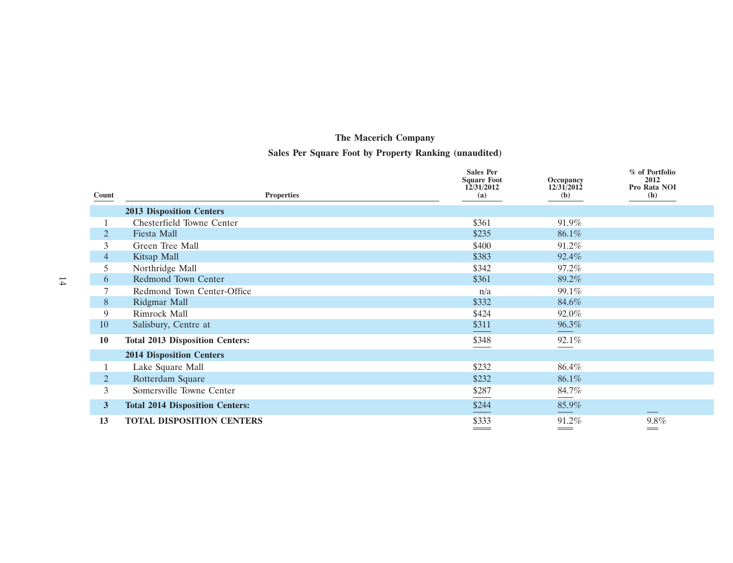# The Macerich Company

## Sales Per Square Foot by Property Ranking (unaudited)

| Count | Properties | Sales Per Square Foot 12/31/2012 (a) | Occupancy 12/31/2012 (b) | % of Portfolio 2012 Pro Rata NOI (h) |
|---|---|---|---|---|
| | **2013 Disposition Centers** | | | |
| 1 | Chesterfield Towne Center | $361 | 91.9% | |
| 2 | Fiesta Mall | $235 | 86.1% | |
| 3 | Green Tree Mall | $400 | 91.2% | |
| 4 | Kitsap Mall | $383 | 92.4% | |
| 5 | Northridge Mall | $342 | 97.2% | |
| 6 | Redmond Town Center | $361 | 89.2% | |
| 7 | Redmond Town Center-Office | n/a | 99.1% | |
| 8 | Ridgmar Mall | $332 | 84.6% | |
| 9 | Rimrock Mall | $424 | 92.0% | |
| 10 | Salisbury, Centre at | $311 | 96.3% | |
| **10** | **Total 2013 Disposition Centers:** | $348 | 92.1% | |
| | **2014 Disposition Centers** | | | |
| 1 | Lake Square Mall | $232 | 86.4% | |
| 2 | Rotterdam Square | $232 | 86.1% | |
| 3 | Somersville Towne Center | $287 | 84.7% | |
| **3** | **Total 2014 Disposition Centers:** | $244 | 85.9% | |
| **13** | **TOTAL DISPOSITION CENTERS** | $333 | 91.2% | 9.8% |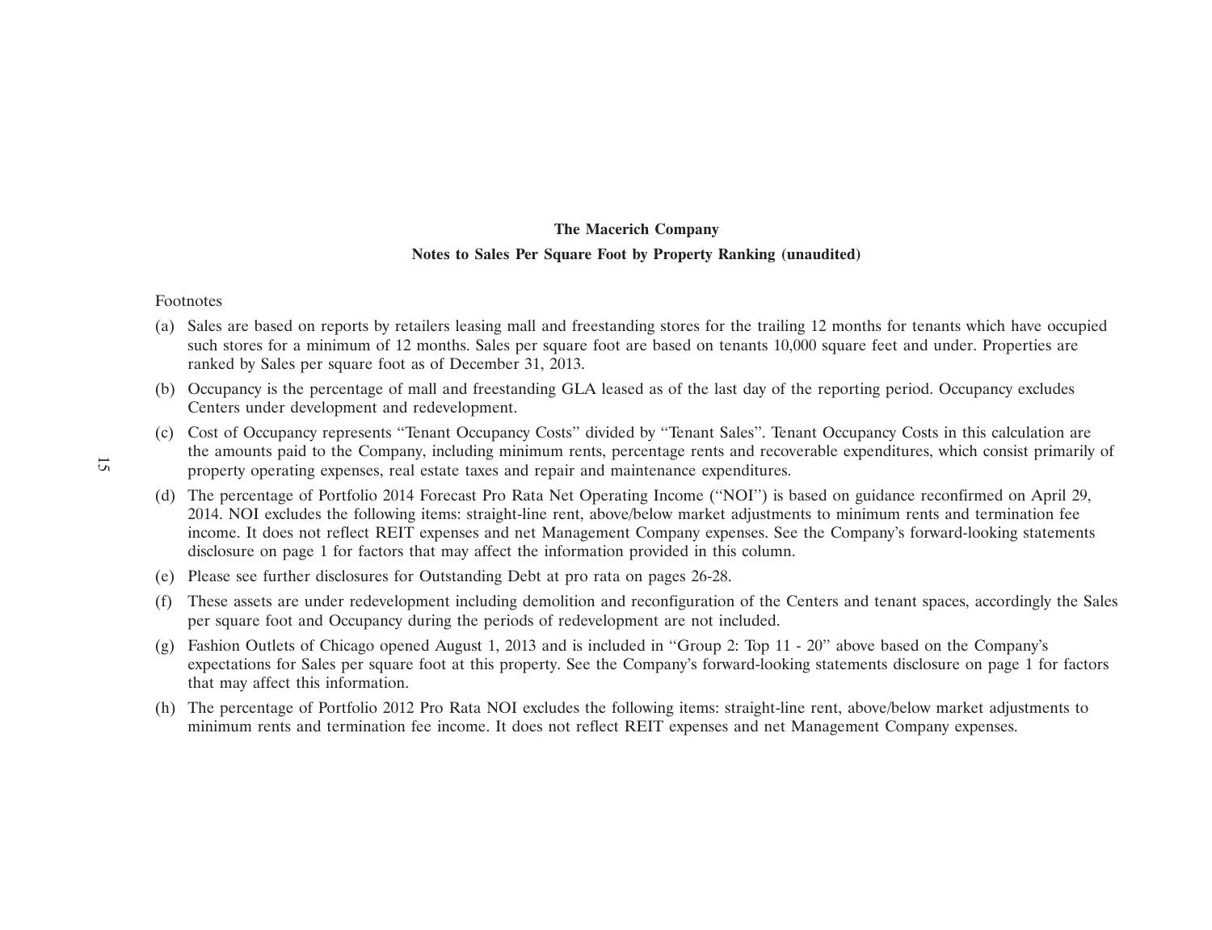**The Macerich Company**

**Notes to Sales Per Square Foot by Property Ranking (unaudited)**

Footnotes

(a) Sales are based on reports by retailers leasing mall and freestanding stores for the trailing 12 months for tenants which have occupied such stores for a minimum of 12 months. Sales per square foot are based on tenants 10,000 square feet and under. Properties are ranked by Sales per square foot as of December 31, 2013.

(b) Occupancy is the percentage of mall and freestanding GLA leased as of the last day of the reporting period. Occupancy excludes Centers under development and redevelopment.

(c) Cost of Occupancy represents "Tenant Occupancy Costs" divided by "Tenant Sales". Tenant Occupancy Costs in this calculation are the amounts paid to the Company, including minimum rents, percentage rents and recoverable expenditures, which consist primarily of property operating expenses, real estate taxes and repair and maintenance expenditures.

(d) The percentage of Portfolio 2014 Forecast Pro Rata Net Operating Income ("NOI") is based on guidance reconfirmed on April 29, 2014. NOI excludes the following items: straight-line rent, above/below market adjustments to minimum rents and termination fee income. It does not reflect REIT expenses and net Management Company expenses. See the Company's forward-looking statements disclosure on page 1 for factors that may affect the information provided in this column.

(e) Please see further disclosures for Outstanding Debt at pro rata on pages 26-28.

(f) These assets are under redevelopment including demolition and reconfiguration of the Centers and tenant spaces, accordingly the Sales per square foot and Occupancy during the periods of redevelopment are not included.

(g) Fashion Outlets of Chicago opened August 1, 2013 and is included in "Group 2: Top 11 - 20" above based on the Company's expectations for Sales per square foot at this property. See the Company's forward-looking statements disclosure on page 1 for factors that may affect this information.

(h) The percentage of Portfolio 2012 Pro Rata NOI excludes the following items: straight-line rent, above/below market adjustments to minimum rents and termination fee income. It does not reflect REIT expenses and net Management Company expenses.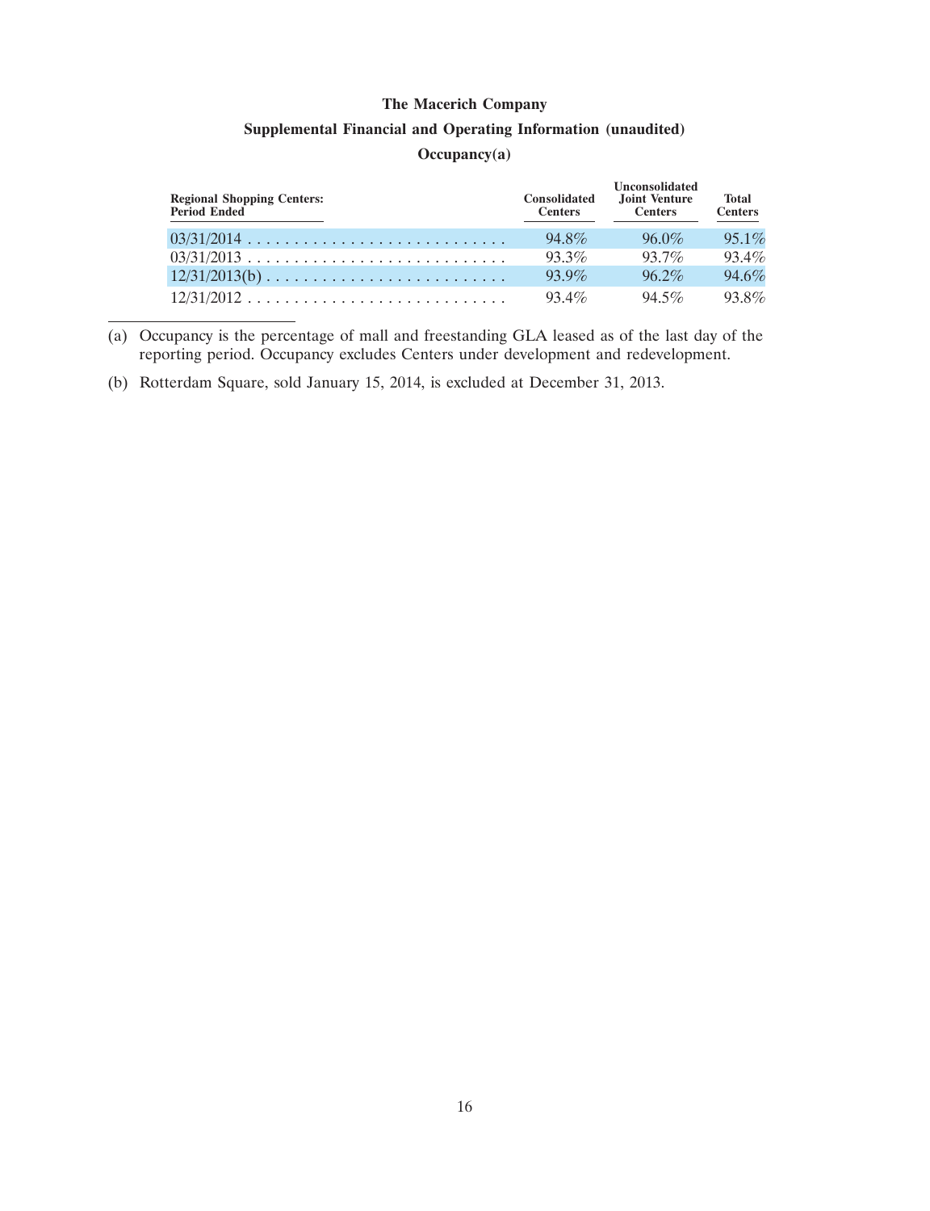**The Macerich Company**

**Supplemental Financial and Operating Information (unaudited)**

**Occupancy(a)**

| Regional Shopping Centers: Period Ended | Consolidated Centers | Unconsolidated Joint Venture Centers | Total Centers |
|---|---|---|---|
| 03/31/2014 | 94.8% | 96.0% | 95.1% |
| 03/31/2013 | 93.3% | 93.7% | 93.4% |
| 12/31/2013(b) | 93.9% | 96.2% | 94.6% |
| 12/31/2012 | 93.4% | 94.5% | 93.8% |

(a) Occupancy is the percentage of mall and freestanding GLA leased as of the last day of the reporting period. Occupancy excludes Centers under development and redevelopment.

(b) Rotterdam Square, sold January 15, 2014, is excluded at December 31, 2013.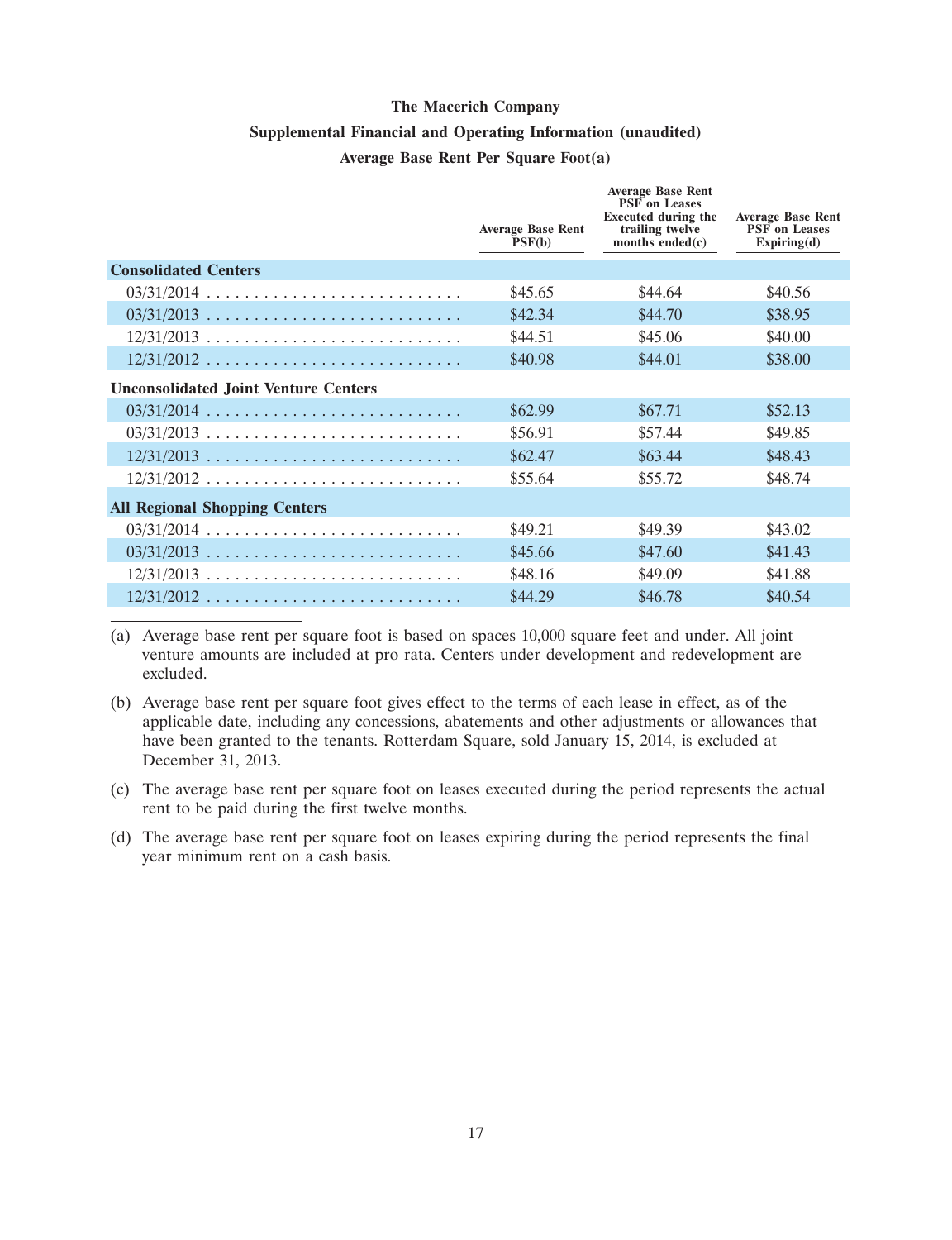# The Macerich Company

## Supplemental Financial and Operating Information (unaudited)

### Average Base Rent Per Square Foot(a)

| | Average Base Rent PSF(b) | Average Base Rent PSF on Leases Executed during the trailing twelve months ended(c) | Average Base Rent PSF on Leases Expiring(d) |
|---|---|---|---|
| **Consolidated Centers** | | | |
| 03/31/2014 | $45.65 | $44.64 | $40.56 |
| 03/31/2013 | $42.34 | $44.70 | $38.95 |
| 12/31/2013 | $44.51 | $45.06 | $40.00 |
| 12/31/2012 | $40.98 | $44.01 | $38.00 |
| **Unconsolidated Joint Venture Centers** | | | |
| 03/31/2014 | $62.99 | $67.71 | $52.13 |
| 03/31/2013 | $56.91 | $57.44 | $49.85 |
| 12/31/2013 | $62.47 | $63.44 | $48.43 |
| 12/31/2012 | $55.64 | $55.72 | $48.74 |
| **All Regional Shopping Centers** | | | |
| 03/31/2014 | $49.21 | $49.39 | $43.02 |
| 03/31/2013 | $45.66 | $47.60 | $41.43 |
| 12/31/2013 | $48.16 | $49.09 | $41.88 |
| 12/31/2012 | $44.29 | $46.78 | $40.54 |

(a) Average base rent per square foot is based on spaces 10,000 square feet and under. All joint venture amounts are included at pro rata. Centers under development and redevelopment are excluded.

(b) Average base rent per square foot gives effect to the terms of each lease in effect, as of the applicable date, including any concessions, abatements and other adjustments or allowances that have been granted to the tenants. Rotterdam Square, sold January 15, 2014, is excluded at December 31, 2013.

(c) The average base rent per square foot on leases executed during the period represents the actual rent to be paid during the first twelve months.

(d) The average base rent per square foot on leases expiring during the period represents the final year minimum rent on a cash basis.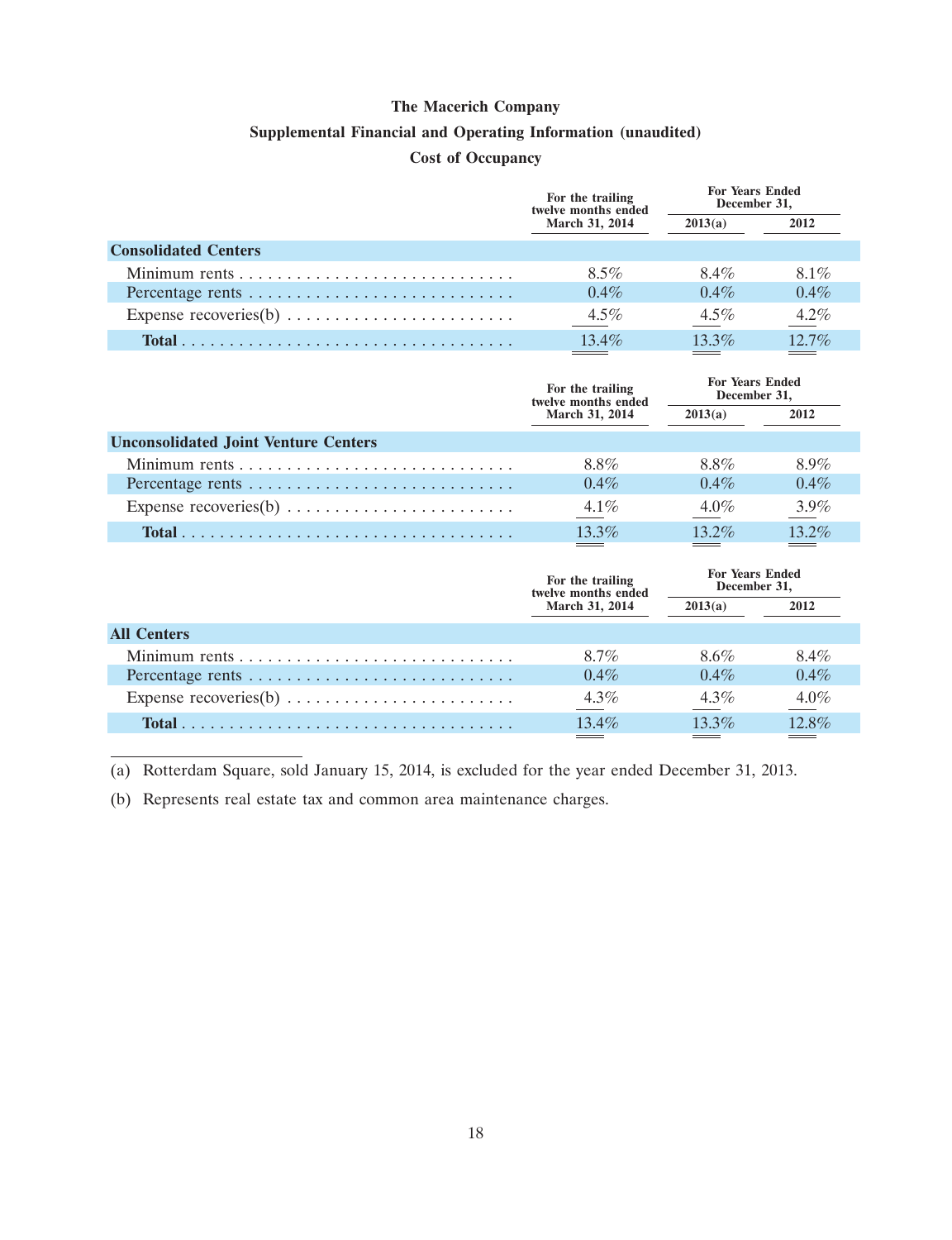# The Macerich Company

## Supplemental Financial and Operating Information (unaudited)

## Cost of Occupancy

| | For the trailing twelve months ended March 31, 2014 | For Years Ended December 31, | |
|---|---|---|---|
| | | 2013(a) | 2012 |
| **Consolidated Centers** | | | |
| Minimum rents | 8.5% | 8.4% | 8.1% |
| Percentage rents | 0.4% | 0.4% | 0.4% |
| Expense recoveries(b) | 4.5% | 4.5% | 4.2% |
| **Total** | 13.4% | 13.3% | 12.7% |

| | For the trailing twelve months ended March 31, 2014 | For Years Ended December 31, | |
|---|---|---|---|
| | | 2013(a) | 2012 |
| **Unconsolidated Joint Venture Centers** | | | |
| Minimum rents | 8.8% | 8.8% | 8.9% |
| Percentage rents | 0.4% | 0.4% | 0.4% |
| Expense recoveries(b) | 4.1% | 4.0% | 3.9% |
| **Total** | 13.3% | 13.2% | 13.2% |

| | For the trailing twelve months ended March 31, 2014 | For Years Ended December 31, | |
|---|---|---|---|
| | | 2013(a) | 2012 |
| **All Centers** | | | |
| Minimum rents | 8.7% | 8.6% | 8.4% |
| Percentage rents | 0.4% | 0.4% | 0.4% |
| Expense recoveries(b) | 4.3% | 4.3% | 4.0% |
| **Total** | 13.4% | 13.3% | 12.8% |

(a) Rotterdam Square, sold January 15, 2014, is excluded for the year ended December 31, 2013.

(b) Represents real estate tax and common area maintenance charges.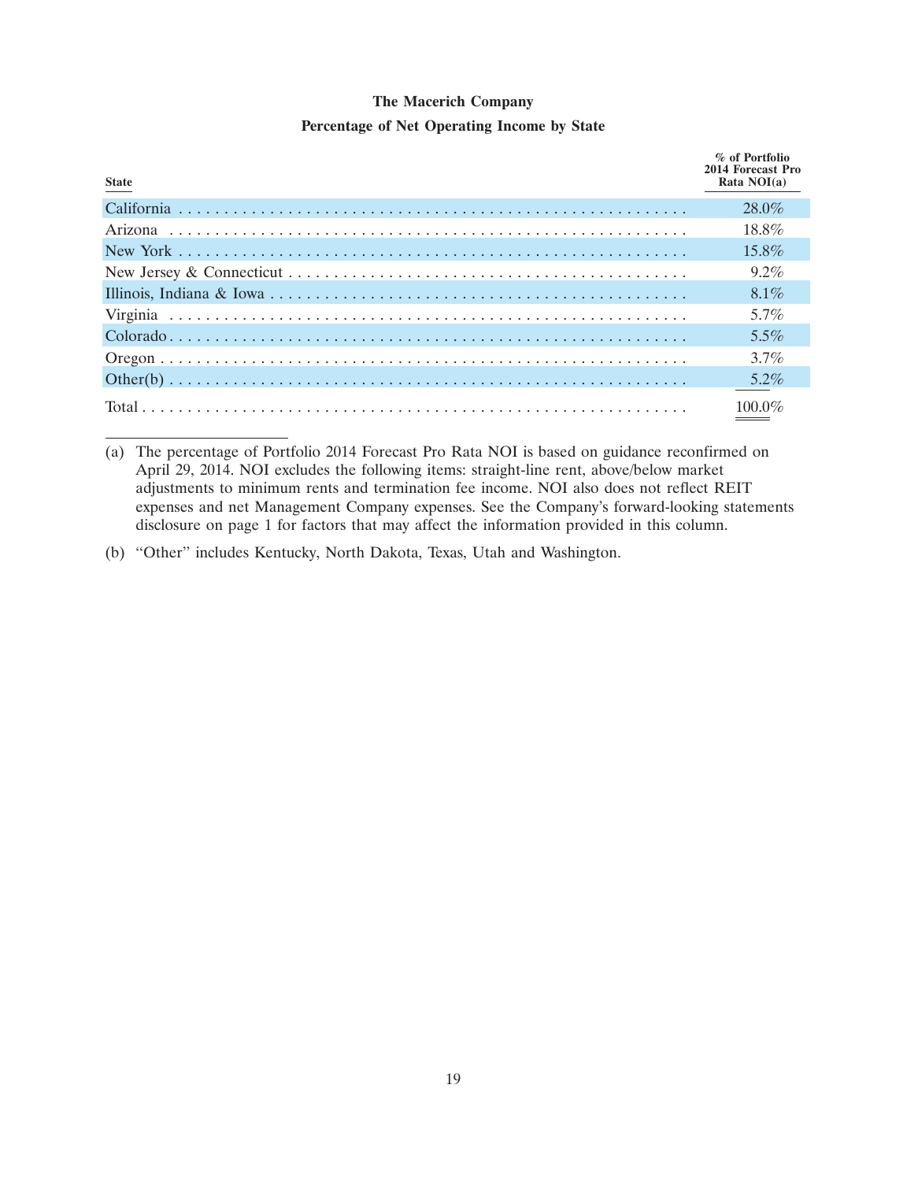# The Macerich Company

## Percentage of Net Operating Income by State

| State | % of Portfolio 2014 Forecast Pro Rata NOI(a) |
|---|---|
| California | 28.0% |
| Arizona | 18.8% |
| New York | 15.8% |
| New Jersey & Connecticut | 9.2% |
| Illinois, Indiana & Iowa | 8.1% |
| Virginia | 5.7% |
| Colorado | 5.5% |
| Oregon | 3.7% |
| Other(b) | 5.2% |
| Total | 100.0% |

(a) The percentage of Portfolio 2014 Forecast Pro Rata NOI is based on guidance reconfirmed on April 29, 2014. NOI excludes the following items: straight-line rent, above/below market adjustments to minimum rents and termination fee income. NOI also does not reflect REIT expenses and net Management Company expenses. See the Company's forward-looking statements disclosure on page 1 for factors that may affect the information provided in this column.

(b) "Other" includes Kentucky, North Dakota, Texas, Utah and Washington.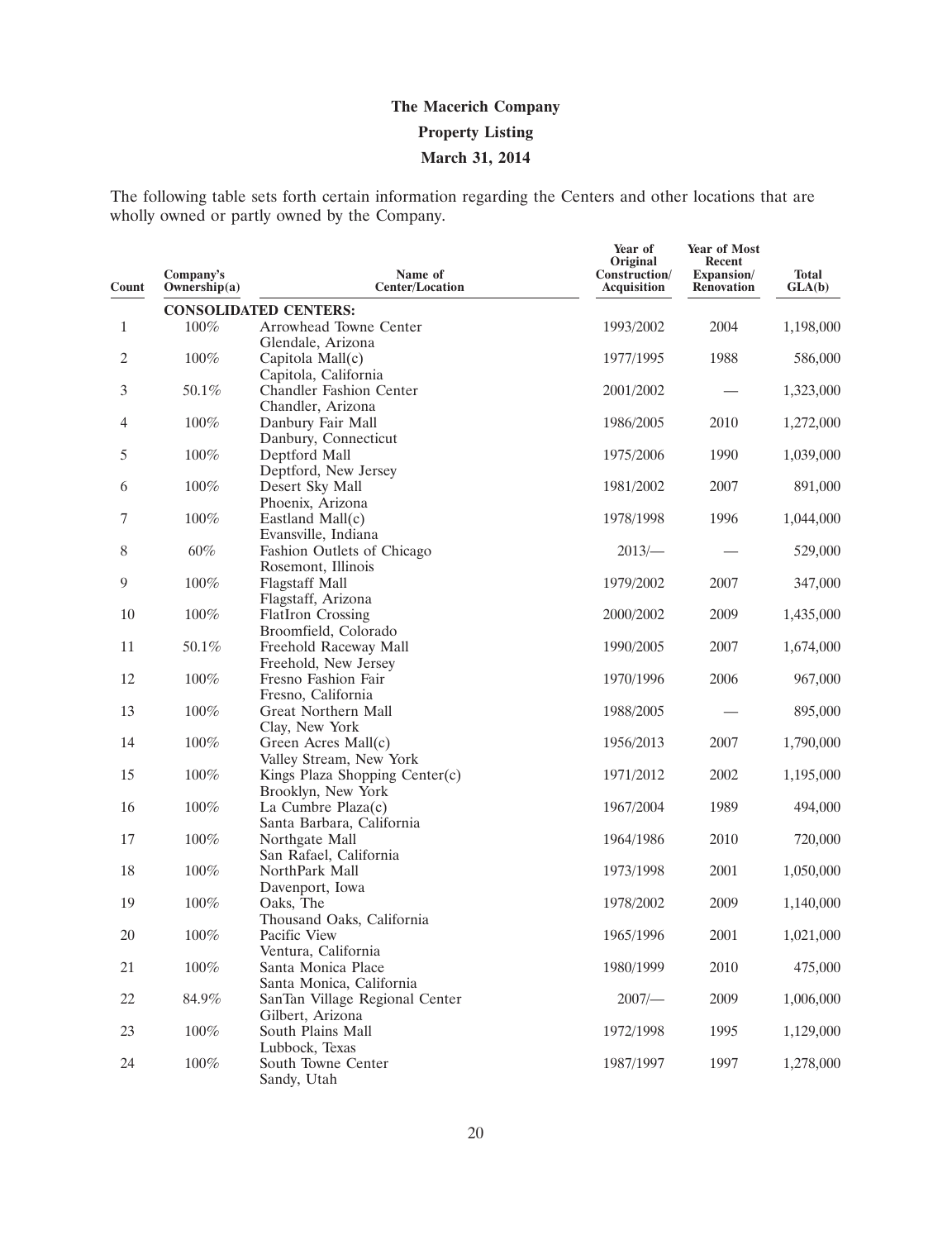# The Macerich Company

## Property Listing

### March 31, 2014

The following table sets forth certain information regarding the Centers and other locations that are wholly owned or partly owned by the Company.

| Count | Company's Ownership(a) | Name of Center/Location | Year of Original Construction/ Acquisition | Year of Most Recent Expansion/ Renovation | Total GLA(b) |
|---|---|---|---|---|---|
| | | **CONSOLIDATED CENTERS:** | | | |
| 1 | 100% | Arrowhead Towne Center<br>Glendale, Arizona | 1993/2002 | 2004 | 1,198,000 |
| 2 | 100% | Capitola Mall(c)<br>Capitola, California | 1977/1995 | 1988 | 586,000 |
| 3 | 50.1% | Chandler Fashion Center<br>Chandler, Arizona | 2001/2002 | — | 1,323,000 |
| 4 | 100% | Danbury Fair Mall<br>Danbury, Connecticut | 1986/2005 | 2010 | 1,272,000 |
| 5 | 100% | Deptford Mall<br>Deptford, New Jersey | 1975/2006 | 1990 | 1,039,000 |
| 6 | 100% | Desert Sky Mall<br>Phoenix, Arizona | 1981/2002 | 2007 | 891,000 |
| 7 | 100% | Eastland Mall(c)<br>Evansville, Indiana | 1978/1998 | 1996 | 1,044,000 |
| 8 | 60% | Fashion Outlets of Chicago<br>Rosemont, Illinois | 2013/— | — | 529,000 |
| 9 | 100% | Flagstaff Mall<br>Flagstaff, Arizona | 1979/2002 | 2007 | 347,000 |
| 10 | 100% | FlatIron Crossing<br>Broomfield, Colorado | 2000/2002 | 2009 | 1,435,000 |
| 11 | 50.1% | Freehold Raceway Mall<br>Freehold, New Jersey | 1990/2005 | 2007 | 1,674,000 |
| 12 | 100% | Fresno Fashion Fair<br>Fresno, California | 1970/1996 | 2006 | 967,000 |
| 13 | 100% | Great Northern Mall<br>Clay, New York | 1988/2005 | — | 895,000 |
| 14 | 100% | Green Acres Mall(c)<br>Valley Stream, New York | 1956/2013 | 2007 | 1,790,000 |
| 15 | 100% | Kings Plaza Shopping Center(c)<br>Brooklyn, New York | 1971/2012 | 2002 | 1,195,000 |
| 16 | 100% | La Cumbre Plaza(c)<br>Santa Barbara, California | 1967/2004 | 1989 | 494,000 |
| 17 | 100% | Northgate Mall<br>San Rafael, California | 1964/1986 | 2010 | 720,000 |
| 18 | 100% | NorthPark Mall<br>Davenport, Iowa | 1973/1998 | 2001 | 1,050,000 |
| 19 | 100% | Oaks, The<br>Thousand Oaks, California | 1978/2002 | 2009 | 1,140,000 |
| 20 | 100% | Pacific View<br>Ventura, California | 1965/1996 | 2001 | 1,021,000 |
| 21 | 100% | Santa Monica Place<br>Santa Monica, California | 1980/1999 | 2010 | 475,000 |
| 22 | 84.9% | SanTan Village Regional Center<br>Gilbert, Arizona | 2007/— | 2009 | 1,006,000 |
| 23 | 100% | South Plains Mall<br>Lubbock, Texas | 1972/1998 | 1995 | 1,129,000 |
| 24 | 100% | South Towne Center<br>Sandy, Utah | 1987/1997 | 1997 | 1,278,000 |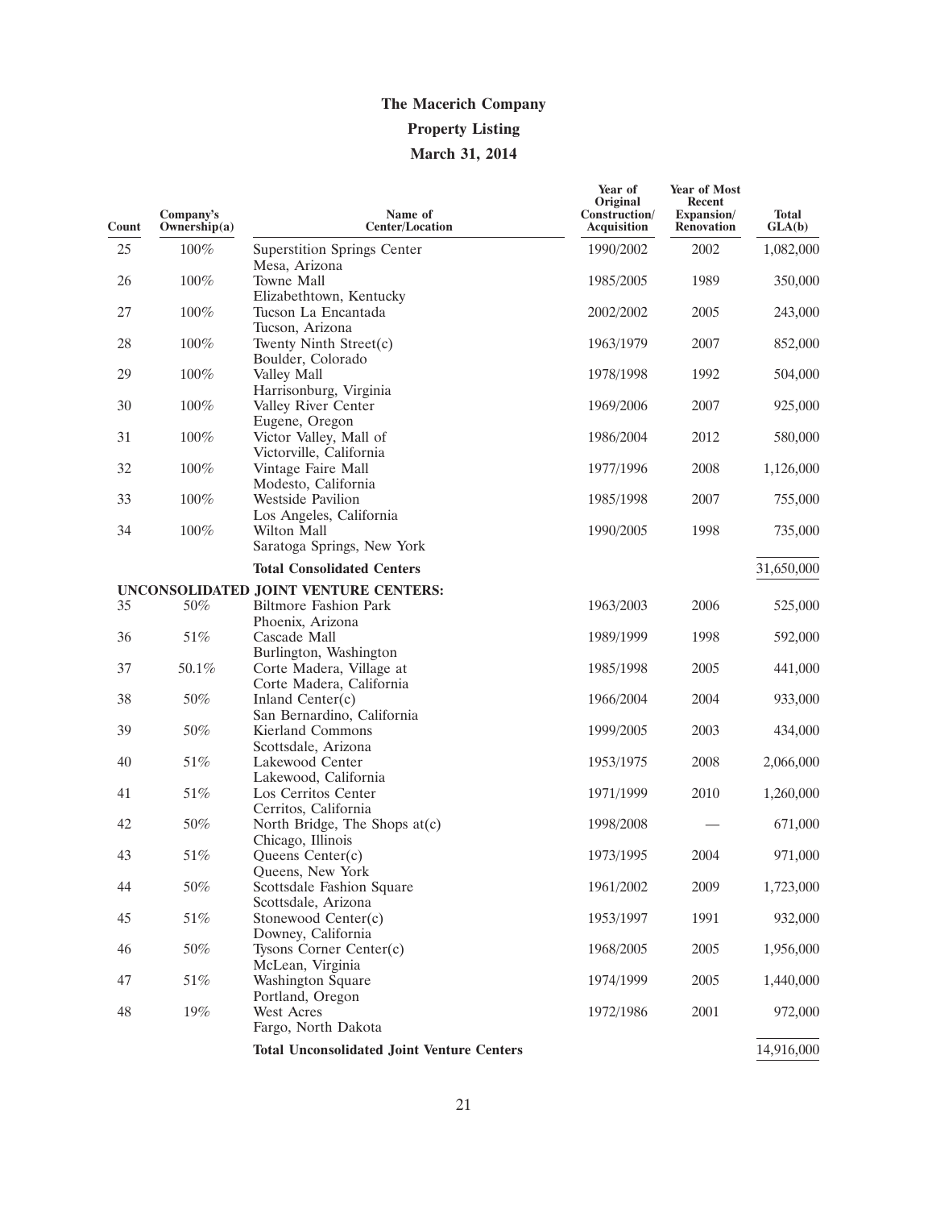# The Macerich Company

## Property Listing

## March 31, 2014

| Count | Company's Ownership(a) | Name of Center/Location | Year of Original Construction/ Acquisition | Year of Most Recent Expansion/ Renovation | Total GLA(b) |
|---|---|---|---|---|---|
| 25 | 100% | Superstition Springs Center<br>Mesa, Arizona | 1990/2002 | 2002 | 1,082,000 |
| 26 | 100% | Towne Mall<br>Elizabethtown, Kentucky | 1985/2005 | 1989 | 350,000 |
| 27 | 100% | Tucson La Encantada<br>Tucson, Arizona | 2002/2002 | 2005 | 243,000 |
| 28 | 100% | Twenty Ninth Street(c)<br>Boulder, Colorado | 1963/1979 | 2007 | 852,000 |
| 29 | 100% | Valley Mall<br>Harrisonburg, Virginia | 1978/1998 | 1992 | 504,000 |
| 30 | 100% | Valley River Center<br>Eugene, Oregon | 1969/2006 | 2007 | 925,000 |
| 31 | 100% | Victor Valley, Mall of<br>Victorville, California | 1986/2004 | 2012 | 580,000 |
| 32 | 100% | Vintage Faire Mall<br>Modesto, California | 1977/1996 | 2008 | 1,126,000 |
| 33 | 100% | Westside Pavilion<br>Los Angeles, California | 1985/1998 | 2007 | 755,000 |
| 34 | 100% | Wilton Mall<br>Saratoga Springs, New York | 1990/2005 | 1998 | 735,000 |
| | | **Total Consolidated Centers** | | | 31,650,000 |
| **UNCONSOLIDATED JOINT VENTURE CENTERS:** | | | | | |
| 35 | 50% | Biltmore Fashion Park<br>Phoenix, Arizona | 1963/2003 | 2006 | 525,000 |
| 36 | 51% | Cascade Mall<br>Burlington, Washington | 1989/1999 | 1998 | 592,000 |
| 37 | 50.1% | Corte Madera, Village at<br>Corte Madera, California | 1985/1998 | 2005 | 441,000 |
| 38 | 50% | Inland Center(c)<br>San Bernardino, California | 1966/2004 | 2004 | 933,000 |
| 39 | 50% | Kierland Commons<br>Scottsdale, Arizona | 1999/2005 | 2003 | 434,000 |
| 40 | 51% | Lakewood Center<br>Lakewood, California | 1953/1975 | 2008 | 2,066,000 |
| 41 | 51% | Los Cerritos Center<br>Cerritos, California | 1971/1999 | 2010 | 1,260,000 |
| 42 | 50% | North Bridge, The Shops at(c)<br>Chicago, Illinois | 1998/2008 | — | 671,000 |
| 43 | 51% | Queens Center(c)<br>Queens, New York | 1973/1995 | 2004 | 971,000 |
| 44 | 50% | Scottsdale Fashion Square<br>Scottsdale, Arizona | 1961/2002 | 2009 | 1,723,000 |
| 45 | 51% | Stonewood Center(c)<br>Downey, California | 1953/1997 | 1991 | 932,000 |
| 46 | 50% | Tysons Corner Center(c)<br>McLean, Virginia | 1968/2005 | 2005 | 1,956,000 |
| 47 | 51% | Washington Square<br>Portland, Oregon | 1974/1999 | 2005 | 1,440,000 |
| 48 | 19% | West Acres<br>Fargo, North Dakota | 1972/1986 | 2001 | 972,000 |
| | | **Total Unconsolidated Joint Venture Centers** | | | 14,916,000 |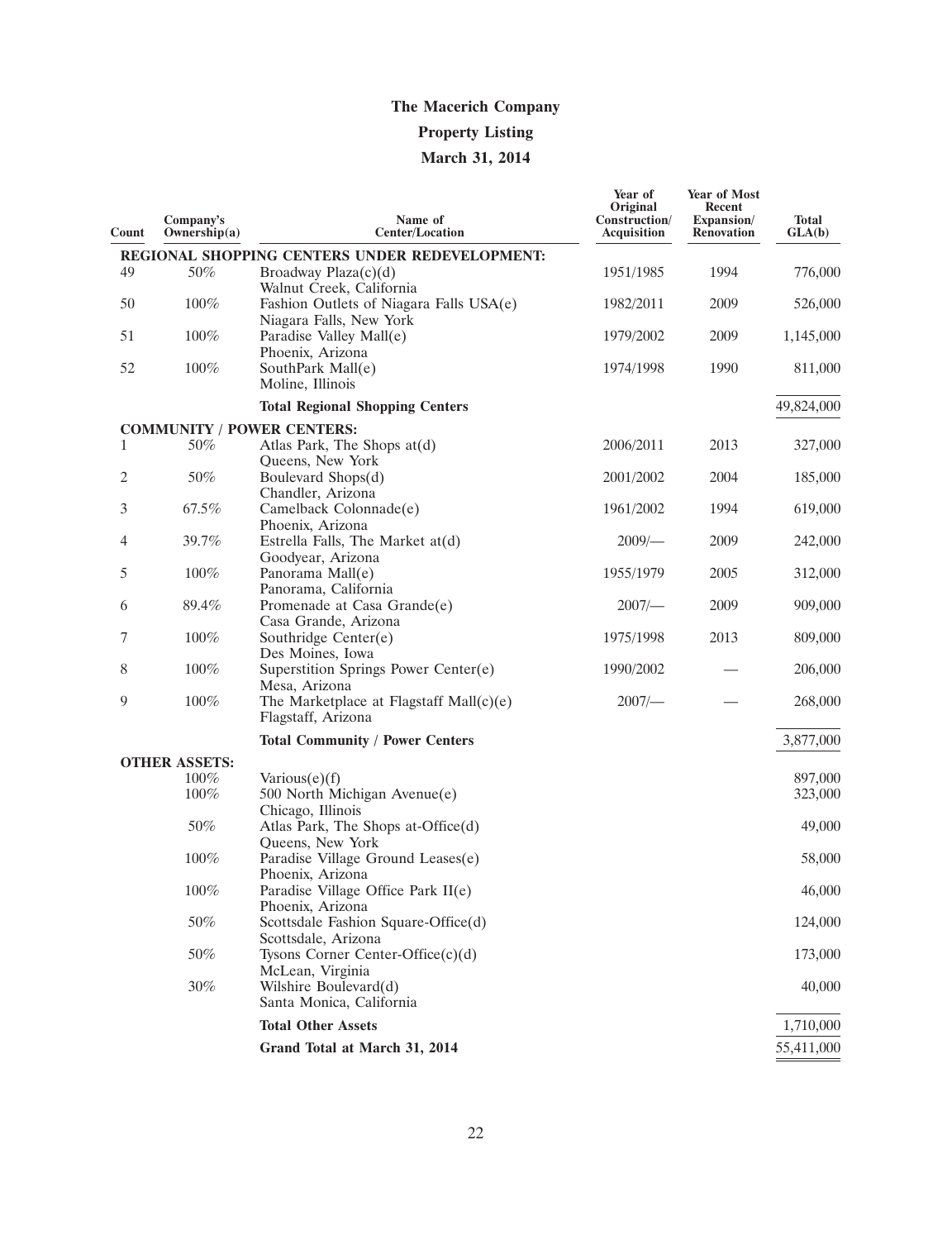# The Macerich Company

## Property Listing

## March 31, 2014

| Count | Company's Ownership(a) | Name of Center/Location | Year of Original Construction/ Acquisition | Year of Most Recent Expansion/ Renovation | Total GLA(b) |
|---|---|---|---|---|---|
| **REGIONAL SHOPPING CENTERS UNDER REDEVELOPMENT:** | | | | | |
| 49 | 50% | Broadway Plaza(c)(d)<br>Walnut Creek, California | 1951/1985 | 1994 | 776,000 |
| 50 | 100% | Fashion Outlets of Niagara Falls USA(e)<br>Niagara Falls, New York | 1982/2011 | 2009 | 526,000 |
| 51 | 100% | Paradise Valley Mall(e)<br>Phoenix, Arizona | 1979/2002 | 2009 | 1,145,000 |
| 52 | 100% | SouthPark Mall(e)<br>Moline, Illinois | 1974/1998 | 1990 | 811,000 |
| | | **Total Regional Shopping Centers** | | | 49,824,000 |
| **COMMUNITY / POWER CENTERS:** | | | | | |
| 1 | 50% | Atlas Park, The Shops at(d)<br>Queens, New York | 2006/2011 | 2013 | 327,000 |
| 2 | 50% | Boulevard Shops(d)<br>Chandler, Arizona | 2001/2002 | 2004 | 185,000 |
| 3 | 67.5% | Camelback Colonnade(e)<br>Phoenix, Arizona | 1961/2002 | 1994 | 619,000 |
| 4 | 39.7% | Estrella Falls, The Market at(d)<br>Goodyear, Arizona | 2009/— | 2009 | 242,000 |
| 5 | 100% | Panorama Mall(e)<br>Panorama, California | 1955/1979 | 2005 | 312,000 |
| 6 | 89.4% | Promenade at Casa Grande(e)<br>Casa Grande, Arizona | 2007/— | 2009 | 909,000 |
| 7 | 100% | Southridge Center(e)<br>Des Moines, Iowa | 1975/1998 | 2013 | 809,000 |
| 8 | 100% | Superstition Springs Power Center(e)<br>Mesa, Arizona | 1990/2002 | — | 206,000 |
| 9 | 100% | The Marketplace at Flagstaff Mall(c)(e)<br>Flagstaff, Arizona | 2007/— | — | 268,000 |
| | | **Total Community / Power Centers** | | | 3,877,000 |
| **OTHER ASSETS:** | | | | | |
| | 100% | Various(e)(f) | | | 897,000 |
| | 100% | 500 North Michigan Avenue(e)<br>Chicago, Illinois | | | 323,000 |
| | 50% | Atlas Park, The Shops at-Office(d)<br>Queens, New York | | | 49,000 |
| | 100% | Paradise Village Ground Leases(e)<br>Phoenix, Arizona | | | 58,000 |
| | 100% | Paradise Village Office Park II(e)<br>Phoenix, Arizona | | | 46,000 |
| | 50% | Scottsdale Fashion Square-Office(d)<br>Scottsdale, Arizona | | | 124,000 |
| | 50% | Tysons Corner Center-Office(c)(d)<br>McLean, Virginia | | | 173,000 |
| | 30% | Wilshire Boulevard(d)<br>Santa Monica, California | | | 40,000 |
| | | **Total Other Assets** | | | 1,710,000 |
| | | **Grand Total at March 31, 2014** | | | 55,411,000 |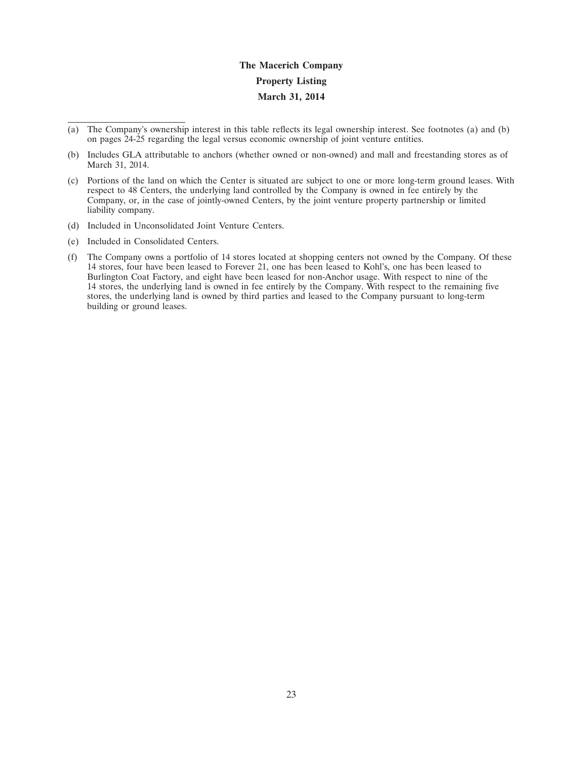**The Macerich Company**

**Property Listing**

**March 31, 2014**

---

(a) The Company's ownership interest in this table reflects its legal ownership interest. See footnotes (a) and (b) on pages 24-25 regarding the legal versus economic ownership of joint venture entities.

(b) Includes GLA attributable to anchors (whether owned or non-owned) and mall and freestanding stores as of March 31, 2014.

(c) Portions of the land on which the Center is situated are subject to one or more long-term ground leases. With respect to 48 Centers, the underlying land controlled by the Company is owned in fee entirely by the Company, or, in the case of jointly-owned Centers, by the joint venture property partnership or limited liability company.

(d) Included in Unconsolidated Joint Venture Centers.

(e) Included in Consolidated Centers.

(f) The Company owns a portfolio of 14 stores located at shopping centers not owned by the Company. Of these 14 stores, four have been leased to Forever 21, one has been leased to Kohl's, one has been leased to Burlington Coat Factory, and eight have been leased for non-Anchor usage. With respect to nine of the 14 stores, the underlying land is owned in fee entirely by the Company. With respect to the remaining five stores, the underlying land is owned by third parties and leased to the Company pursuant to long-term building or ground leases.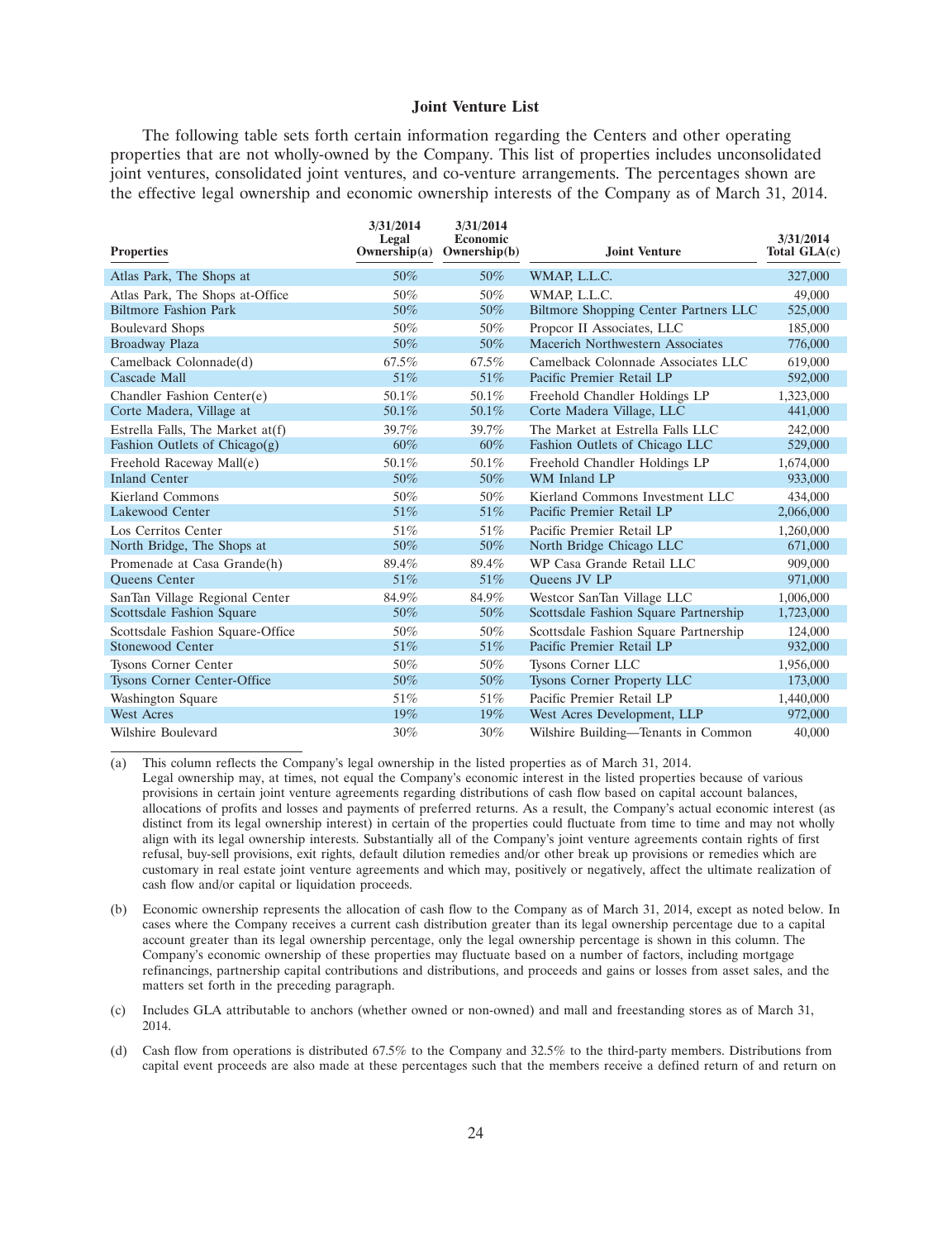### Joint Venture List

The following table sets forth certain information regarding the Centers and other operating properties that are not wholly-owned by the Company. This list of properties includes unconsolidated joint ventures, consolidated joint ventures, and co-venture arrangements. The percentages shown are the effective legal ownership and economic ownership interests of the Company as of March 31, 2014.

| Properties | 3/31/2014 Legal Ownership(a) | 3/31/2014 Economic Ownership(b) | Joint Venture | 3/31/2014 Total GLA(c) |
|---|---|---|---|---|
| Atlas Park, The Shops at | 50% | 50% | WMAP, L.L.C. | 327,000 |
| Atlas Park, The Shops at-Office | 50% | 50% | WMAP, L.L.C. | 49,000 |
| Biltmore Fashion Park | 50% | 50% | Biltmore Shopping Center Partners LLC | 525,000 |
| Boulevard Shops | 50% | 50% | Propcor II Associates, LLC | 185,000 |
| Broadway Plaza | 50% | 50% | Macerich Northwestern Associates | 776,000 |
| Camelback Colonnade(d) | 67.5% | 67.5% | Camelback Colonnade Associates LLC | 619,000 |
| Cascade Mall | 51% | 51% | Pacific Premier Retail LP | 592,000 |
| Chandler Fashion Center(e) | 50.1% | 50.1% | Freehold Chandler Holdings LP | 1,323,000 |
| Corte Madera, Village at | 50.1% | 50.1% | Corte Madera Village, LLC | 441,000 |
| Estrella Falls, The Market at(f) | 39.7% | 39.7% | The Market at Estrella Falls LLC | 242,000 |
| Fashion Outlets of Chicago(g) | 60% | 60% | Fashion Outlets of Chicago LLC | 529,000 |
| Freehold Raceway Mall(e) | 50.1% | 50.1% | Freehold Chandler Holdings LP | 1,674,000 |
| Inland Center | 50% | 50% | WM Inland LP | 933,000 |
| Kierland Commons | 50% | 50% | Kierland Commons Investment LLC | 434,000 |
| Lakewood Center | 51% | 51% | Pacific Premier Retail LP | 2,066,000 |
| Los Cerritos Center | 51% | 51% | Pacific Premier Retail LP | 1,260,000 |
| North Bridge, The Shops at | 50% | 50% | North Bridge Chicago LLC | 671,000 |
| Promenade at Casa Grande(h) | 89.4% | 89.4% | WP Casa Grande Retail LLC | 909,000 |
| Queens Center | 51% | 51% | Queens JV LP | 971,000 |
| SanTan Village Regional Center | 84.9% | 84.9% | Westcor SanTan Village LLC | 1,006,000 |
| Scottsdale Fashion Square | 50% | 50% | Scottsdale Fashion Square Partnership | 1,723,000 |
| Scottsdale Fashion Square-Office | 50% | 50% | Scottsdale Fashion Square Partnership | 124,000 |
| Stonewood Center | 51% | 51% | Pacific Premier Retail LP | 932,000 |
| Tysons Corner Center | 50% | 50% | Tysons Corner LLC | 1,956,000 |
| Tysons Corner Center-Office | 50% | 50% | Tysons Corner Property LLC | 173,000 |
| Washington Square | 51% | 51% | Pacific Premier Retail LP | 1,440,000 |
| West Acres | 19% | 19% | West Acres Development, LLP | 972,000 |
| Wilshire Boulevard | 30% | 30% | Wilshire Building—Tenants in Common | 40,000 |

(a) This column reflects the Company's legal ownership in the listed properties as of March 31, 2014. Legal ownership may, at times, not equal the Company's economic interest in the listed properties because of various provisions in certain joint venture agreements regarding distributions of cash flow based on capital account balances, allocations of profits and losses and payments of preferred returns. As a result, the Company's actual economic interest (as distinct from its legal ownership interest) in certain of the properties could fluctuate from time to time and may not wholly align with its legal ownership interests. Substantially all of the Company's joint venture agreements contain rights of first refusal, buy-sell provisions, exit rights, default dilution remedies and/or other break up provisions or remedies which are customary in real estate joint venture agreements and which may, positively or negatively, affect the ultimate realization of cash flow and/or capital or liquidation proceeds.

(b) Economic ownership represents the allocation of cash flow to the Company as of March 31, 2014, except as noted below. In cases where the Company receives a current cash distribution greater than its legal ownership percentage due to a capital account greater than its legal ownership percentage, only the legal ownership percentage is shown in this column. The Company's economic ownership of these properties may fluctuate based on a number of factors, including mortgage refinancings, partnership capital contributions and distributions, and proceeds and gains or losses from asset sales, and the matters set forth in the preceding paragraph.

(c) Includes GLA attributable to anchors (whether owned or non-owned) and mall and freestanding stores as of March 31, 2014.

(d) Cash flow from operations is distributed 67.5% to the Company and 32.5% to the third-party members. Distributions from capital event proceeds are also made at these percentages such that the members receive a defined return of and return on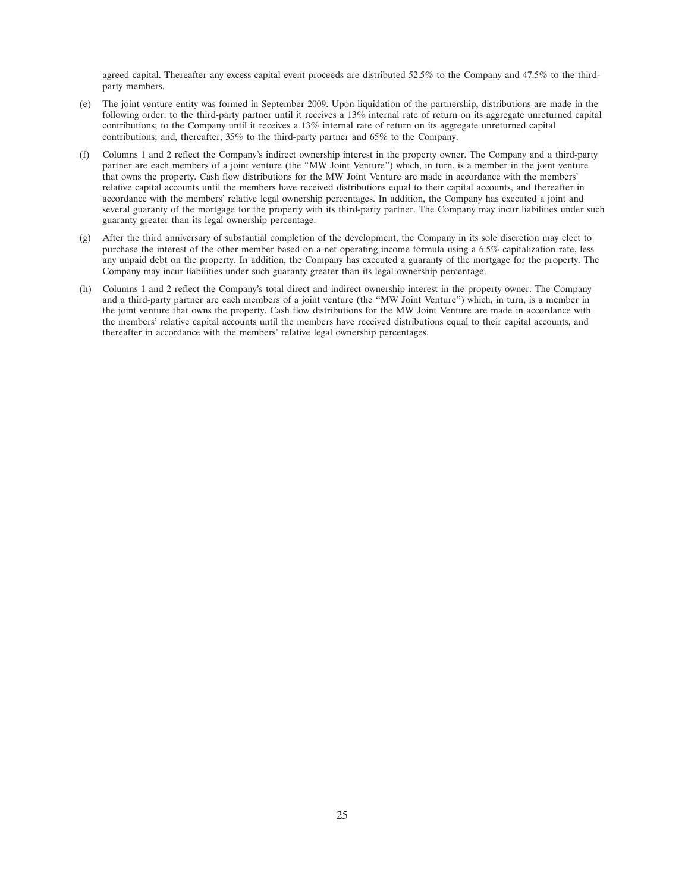agreed capital. Thereafter any excess capital event proceeds are distributed 52.5% to the Company and 47.5% to the third-party members.

(e) The joint venture entity was formed in September 2009. Upon liquidation of the partnership, distributions are made in the following order: to the third-party partner until it receives a 13% internal rate of return on its aggregate unreturned capital contributions; to the Company until it receives a 13% internal rate of return on its aggregate unreturned capital contributions; and, thereafter, 35% to the third-party partner and 65% to the Company.

(f) Columns 1 and 2 reflect the Company's indirect ownership interest in the property owner. The Company and a third-party partner are each members of a joint venture (the ''MW Joint Venture'') which, in turn, is a member in the joint venture that owns the property. Cash flow distributions for the MW Joint Venture are made in accordance with the members' relative capital accounts until the members have received distributions equal to their capital accounts, and thereafter in accordance with the members' relative legal ownership percentages. In addition, the Company has executed a joint and several guaranty of the mortgage for the property with its third-party partner. The Company may incur liabilities under such guaranty greater than its legal ownership percentage.

(g) After the third anniversary of substantial completion of the development, the Company in its sole discretion may elect to purchase the interest of the other member based on a net operating income formula using a 6.5% capitalization rate, less any unpaid debt on the property. In addition, the Company has executed a guaranty of the mortgage for the property. The Company may incur liabilities under such guaranty greater than its legal ownership percentage.

(h) Columns 1 and 2 reflect the Company's total direct and indirect ownership interest in the property owner. The Company and a third-party partner are each members of a joint venture (the ''MW Joint Venture'') which, in turn, is a member in the joint venture that owns the property. Cash flow distributions for the MW Joint Venture are made in accordance with the members' relative capital accounts until the members have received distributions equal to their capital accounts, and thereafter in accordance with the members' relative legal ownership percentages.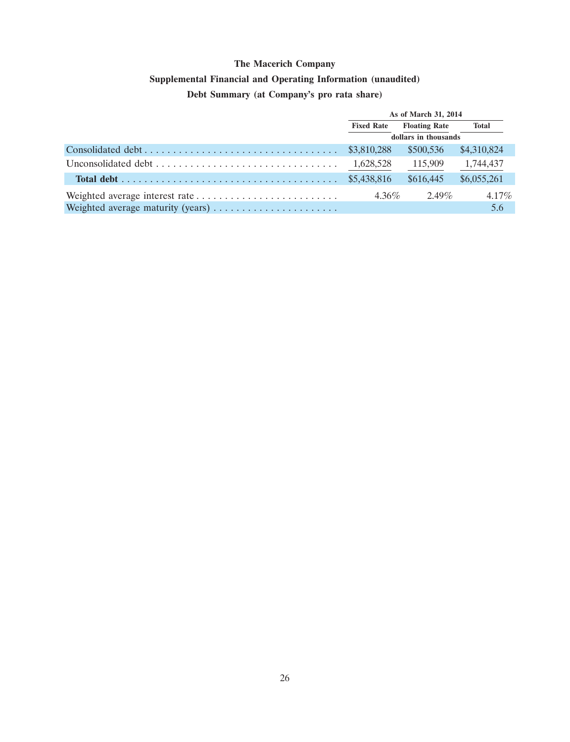**The Macerich Company**

**Supplemental Financial and Operating Information (unaudited)**

**Debt Summary (at Company's pro rata share)**

| | As of March 31, 2014 | | |
|---|---|---|---|
| | Fixed Rate | Floating Rate | Total |
| | dollars in thousands | | |
| Consolidated debt | $3,810,288 | $500,536 | $4,310,824 |
| Unconsolidated debt | 1,628,528 | 115,909 | 1,744,437 |
| **Total debt** | $5,438,816 | $616,445 | $6,055,261 |
| Weighted average interest rate | 4.36% | 2.49% | 4.17% |
| Weighted average maturity (years) | | | 5.6 |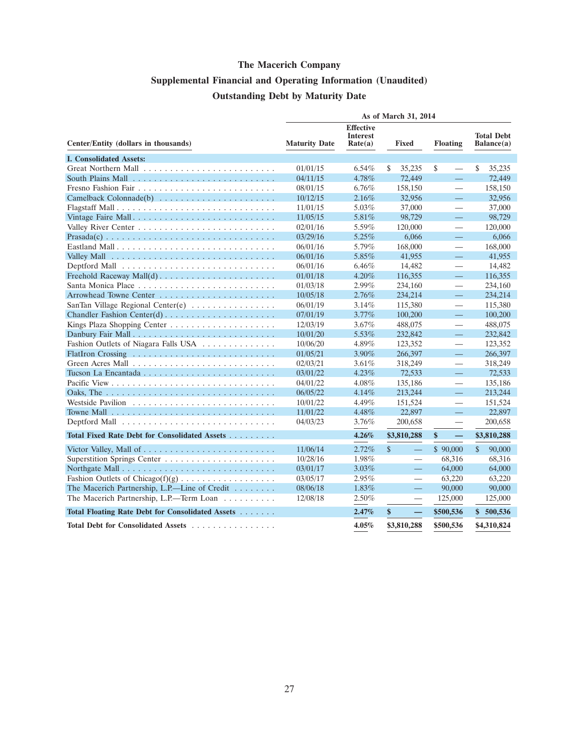# The Macerich Company

## Supplemental Financial and Operating Information (Unaudited)

## Outstanding Debt by Maturity Date

| Center/Entity (dollars in thousands) | As of March 31, 2014 | | | | |
|---|---|---|---|---|---|
| | Maturity Date | Effective Interest Rate(a) | Fixed | Floating | Total Debt Balance(a) |
| **I. Consolidated Assets:** | | | | | |
| Great Northern Mall | 01/01/15 | 6.54% | $ 35,235 | $ — | $ 35,235 |
| South Plains Mall | 04/11/15 | 4.78% | 72,449 | — | 72,449 |
| Fresno Fashion Fair | 08/01/15 | 6.76% | 158,150 | — | 158,150 |
| Camelback Colonnade(b) | 10/12/15 | 2.16% | 32,956 | — | 32,956 |
| Flagstaff Mall | 11/01/15 | 5.03% | 37,000 | — | 37,000 |
| Vintage Faire Mall | 11/05/15 | 5.81% | 98,729 | — | 98,729 |
| Valley River Center | 02/01/16 | 5.59% | 120,000 | — | 120,000 |
| Prasada(c) | 03/29/16 | 5.25% | 6,066 | — | 6,066 |
| Eastland Mall | 06/01/16 | 5.79% | 168,000 | — | 168,000 |
| Valley Mall | 06/01/16 | 5.85% | 41,955 | — | 41,955 |
| Deptford Mall | 06/01/16 | 6.46% | 14,482 | — | 14,482 |
| Freehold Raceway Mall(d) | 01/01/18 | 4.20% | 116,355 | — | 116,355 |
| Santa Monica Place | 01/03/18 | 2.99% | 234,160 | — | 234,160 |
| Arrowhead Towne Center | 10/05/18 | 2.76% | 234,214 | — | 234,214 |
| SanTan Village Regional Center(e) | 06/01/19 | 3.14% | 115,380 | — | 115,380 |
| Chandler Fashion Center(d) | 07/01/19 | 3.77% | 100,200 | — | 100,200 |
| Kings Plaza Shopping Center | 12/03/19 | 3.67% | 488,075 | — | 488,075 |
| Danbury Fair Mall | 10/01/20 | 5.53% | 232,842 | — | 232,842 |
| Fashion Outlets of Niagara Falls USA | 10/06/20 | 4.89% | 123,352 | — | 123,352 |
| FlatIron Crossing | 01/05/21 | 3.90% | 266,397 | — | 266,397 |
| Green Acres Mall | 02/03/21 | 3.61% | 318,249 | — | 318,249 |
| Tucson La Encantada | 03/01/22 | 4.23% | 72,533 | — | 72,533 |
| Pacific View | 04/01/22 | 4.08% | 135,186 | — | 135,186 |
| Oaks, The | 06/05/22 | 4.14% | 213,244 | — | 213,244 |
| Westside Pavilion | 10/01/22 | 4.49% | 151,524 | — | 151,524 |
| Towne Mall | 11/01/22 | 4.48% | 22,897 | — | 22,897 |
| Deptford Mall | 04/03/23 | 3.76% | 200,658 | — | 200,658 |
| **Total Fixed Rate Debt for Consolidated Assets** | | **4.26%** | **$3,810,288** | **$ —** | **$3,810,288** |
| Victor Valley, Mall of | 11/06/14 | 2.72% | $ — | $ 90,000 | $ 90,000 |
| Superstition Springs Center | 10/28/16 | 1.98% | — | 68,316 | 68,316 |
| Northgate Mall | 03/01/17 | 3.03% | — | 64,000 | 64,000 |
| Fashion Outlets of Chicago(f)(g) | 03/05/17 | 2.95% | — | 63,220 | 63,220 |
| The Macerich Partnership, L.P.—Line of Credit | 08/06/18 | 1.83% | — | 90,000 | 90,000 |
| The Macerich Partnership, L.P.—Term Loan | 12/08/18 | 2.50% | — | 125,000 | 125,000 |
| **Total Floating Rate Debt for Consolidated Assets** | | **2.47%** | **$ —** | **$500,536** | **$ 500,536** |
| **Total Debt for Consolidated Assets** | | **4.05%** | **$3,810,288** | **$500,536** | **$4,310,824** |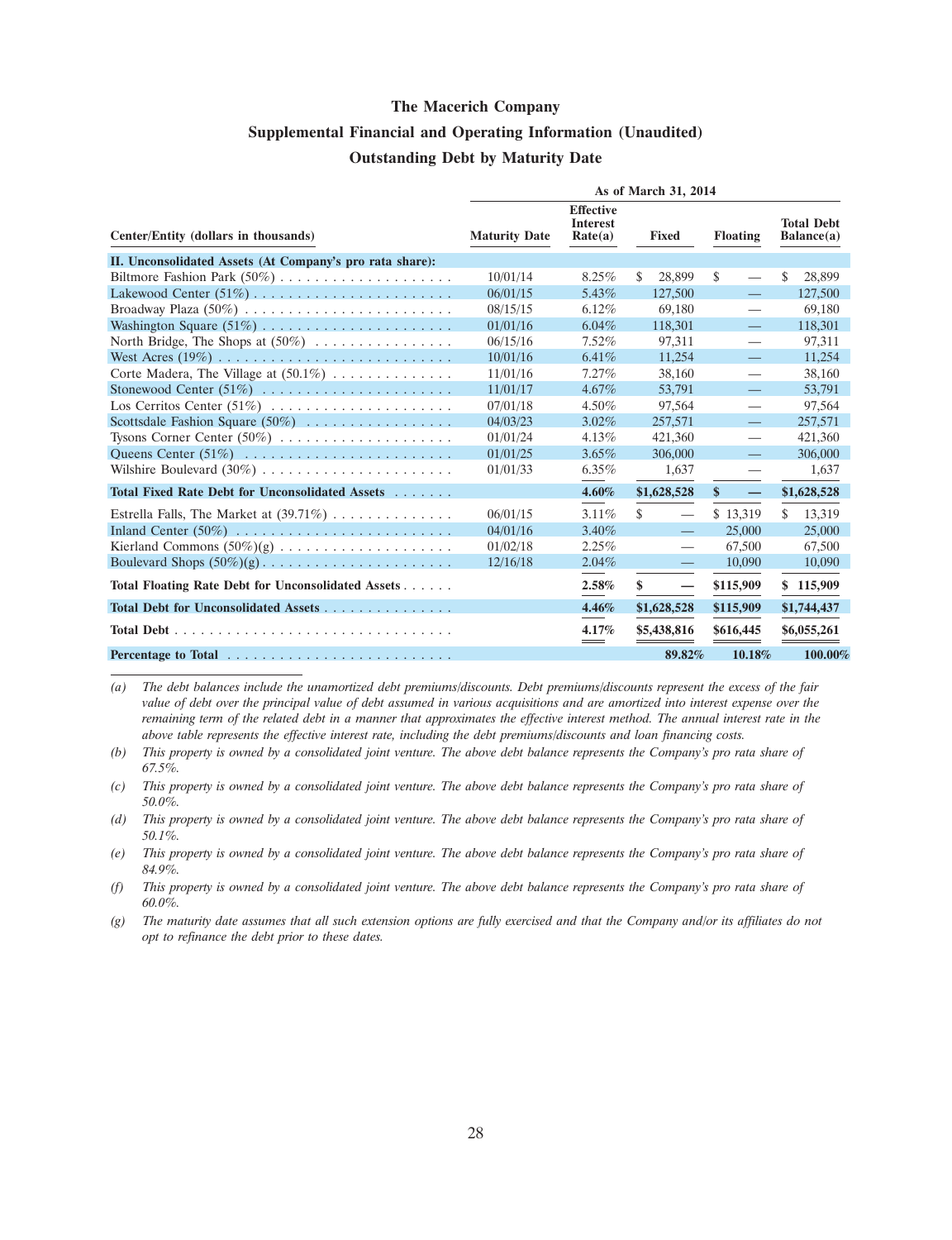**The Macerich Company**

**Supplemental Financial and Operating Information (Unaudited)**

**Outstanding Debt by Maturity Date**

| | As of March 31, 2014 | | | | |
|---|---|---|---|---|---|
| Center/Entity (dollars in thousands) | Maturity Date | Effective Interest Rate(a) | Fixed | Floating | Total Debt Balance(a) |
| **II. Unconsolidated Assets (At Company's pro rata share):** | | | | | |
| Biltmore Fashion Park (50%) | 10/01/14 | 8.25% | $ 28,899 | $ — | $ 28,899 |
| Lakewood Center (51%) | 06/01/15 | 5.43% | 127,500 | — | 127,500 |
| Broadway Plaza (50%) | 08/15/15 | 6.12% | 69,180 | — | 69,180 |
| Washington Square (51%) | 01/01/16 | 6.04% | 118,301 | — | 118,301 |
| North Bridge, The Shops at (50%) | 06/15/16 | 7.52% | 97,311 | — | 97,311 |
| West Acres (19%) | 10/01/16 | 6.41% | 11,254 | — | 11,254 |
| Corte Madera, The Village at (50.1%) | 11/01/16 | 7.27% | 38,160 | — | 38,160 |
| Stonewood Center (51%) | 11/01/17 | 4.67% | 53,791 | — | 53,791 |
| Los Cerritos Center (51%) | 07/01/18 | 4.50% | 97,564 | — | 97,564 |
| Scottsdale Fashion Square (50%) | 04/03/23 | 3.02% | 257,571 | — | 257,571 |
| Tysons Corner Center (50%) | 01/01/24 | 4.13% | 421,360 | — | 421,360 |
| Queens Center (51%) | 01/01/25 | 3.65% | 306,000 | — | 306,000 |
| Wilshire Boulevard (30%) | 01/01/33 | 6.35% | 1,637 | — | 1,637 |
| **Total Fixed Rate Debt for Unconsolidated Assets** | | **4.60%** | **$1,628,528** | **$ —** | **$1,628,528** |
| Estrella Falls, The Market at (39.71%) | 06/01/15 | 3.11% | $ — | $ 13,319 | $ 13,319 |
| Inland Center (50%) | 04/01/16 | 3.40% | — | 25,000 | 25,000 |
| Kierland Commons (50%)(g) | 01/02/18 | 2.25% | — | 67,500 | 67,500 |
| Boulevard Shops (50%)(g) | 12/16/18 | 2.04% | — | 10,090 | 10,090 |
| **Total Floating Rate Debt for Unconsolidated Assets** | | **2.58%** | **$ —** | **$115,909** | **$ 115,909** |
| **Total Debt for Unconsolidated Assets** | | **4.46%** | **$1,628,528** | **$115,909** | **$1,744,437** |
| **Total Debt** | | **4.17%** | **$5,438,816** | **$616,445** | **$6,055,261** |
| **Percentage to Total** | | | **89.82%** | **10.18%** | **100.00%** |

(a) *The debt balances include the unamortized debt premiums/discounts. Debt premiums/discounts represent the excess of the fair value of debt over the principal value of debt assumed in various acquisitions and are amortized into interest expense over the remaining term of the related debt in a manner that approximates the effective interest method. The annual interest rate in the above table represents the effective interest rate, including the debt premiums/discounts and loan financing costs.*

(b) *This property is owned by a consolidated joint venture. The above debt balance represents the Company's pro rata share of 67.5%.*

(c) *This property is owned by a consolidated joint venture. The above debt balance represents the Company's pro rata share of 50.0%.*

(d) *This property is owned by a consolidated joint venture. The above debt balance represents the Company's pro rata share of 50.1%.*

(e) *This property is owned by a consolidated joint venture. The above debt balance represents the Company's pro rata share of 84.9%.*

(f) *This property is owned by a consolidated joint venture. The above debt balance represents the Company's pro rata share of 60.0%.*

(g) *The maturity date assumes that all such extension options are fully exercised and that the Company and/or its affiliates do not opt to refinance the debt prior to these dates.*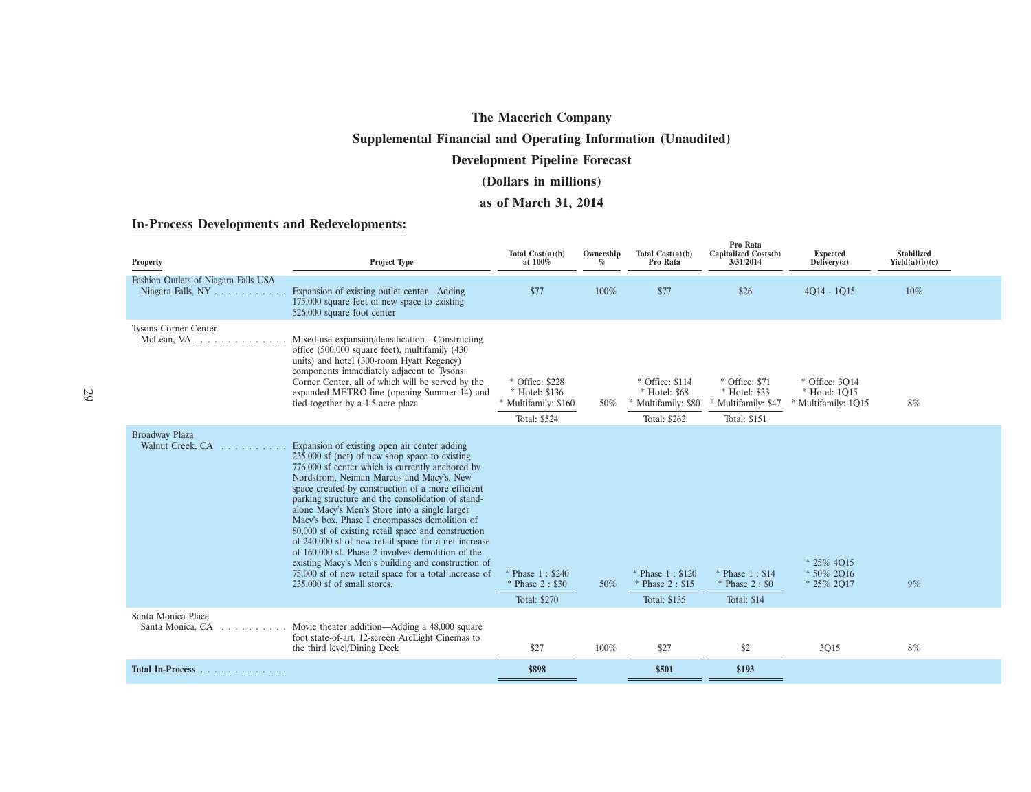# The Macerich Company

## Supplemental Financial and Operating Information (Unaudited)

## Development Pipeline Forecast

## (Dollars in millions)

## as of March 31, 2014

### In-Process Developments and Redevelopments:

| Property | Project Type | Total Cost(a)(b) at 100% | Ownership % | Total Cost(a)(b) Pro Rata | Pro Rata Capitalized Costs(b) 3/31/2014 | Expected Delivery(a) | Stabilized Yield(a)(b)(c) |
|---|---|---|---|---|---|---|---|
| Fashion Outlets of Niagara Falls USA Niagara Falls, NY | Expansion of existing outlet center—Adding 175,000 square feet of new space to existing 526,000 square foot center | $77 | 100% | $77 | $26 | 4Q14 - 1Q15 | 10% |
| Tysons Corner Center McLean, VA | Mixed-use expansion/densification—Constructing office (500,000 square feet), multifamily (430 units) and hotel (300-room Hyatt Regency) components immediately adjacent to Tysons Corner Center, all of which will be served by the expanded METRO line (opening Summer-14) and tied together by a 1.5-acre plaza | * Office: $228<br>* Hotel: $136<br>* Multifamily: $160<br>Total: $524 | 50% | * Office: $114<br>* Hotel: $68<br>* Multifamily: $80<br>Total: $262 | * Office: $71<br>* Hotel: $33<br>* Multifamily: $47<br>Total: $151 | * Office: 3Q14<br>* Hotel: 1Q15<br>* Multifamily: 1Q15 | 8% |
| Broadway Plaza Walnut Creek, CA | Expansion of existing open air center adding 235,000 sf (net) of new shop space to existing 776,000 sf center which is currently anchored by Nordstrom, Neiman Marcus and Macy's. New space created by construction of a more efficient parking structure and the consolidation of stand-alone Macy's Men's Store into a single larger Macy's box. Phase I encompasses demolition of 80,000 sf of existing retail space and construction of 240,000 sf of new retail space for a net increase of 160,000 sf. Phase 2 involves demolition of the existing Macy's Men's building and construction of 75,000 sf of new retail space for a total increase of 235,000 sf of small stores. | * Phase 1 : $240<br>* Phase 2 : $30<br>Total: $270 | 50% | * Phase 1 : $120<br>* Phase 2 : $15<br>Total: $135 | * Phase 1 : $14<br>* Phase 2 : $0<br>Total: $14 | * 25% 4Q15<br>* 50% 2Q16<br>* 25% 2Q17 | 9% |
| Santa Monica Place Santa Monica, CA | Movie theater addition—Adding a 48,000 square foot state-of-art, 12-screen ArcLight Cinemas to the third level/Dining Deck | $27 | 100% | $27 | $2 | 3Q15 | 8% |
| **Total In-Process** | | **$898** | | **$501** | **$193** | | |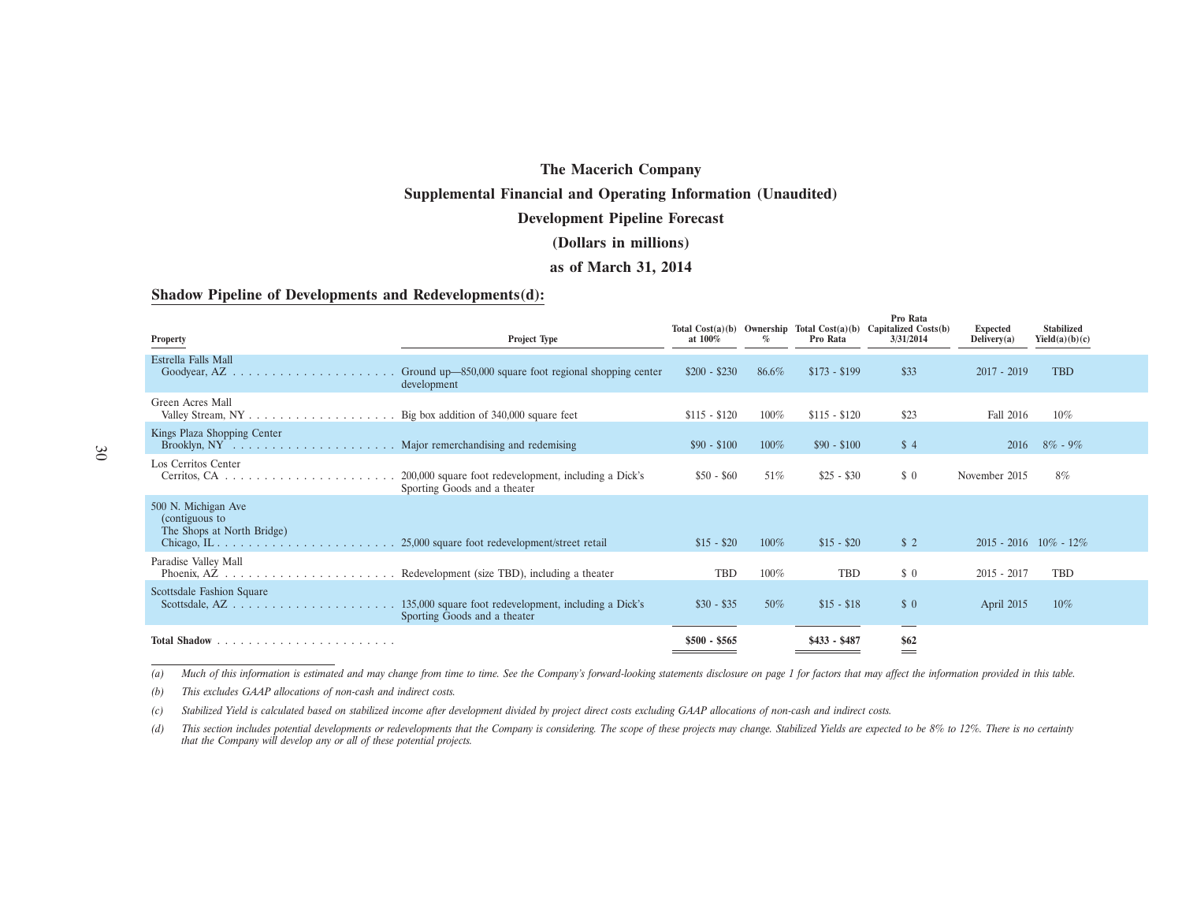# The Macerich Company

## Supplemental Financial and Operating Information (Unaudited)

## Development Pipeline Forecast

## (Dollars in millions)

## as of March 31, 2014

### Shadow Pipeline of Developments and Redevelopments(d):

| Property | Project Type | Total Cost(a)(b) at 100% | Ownership % | Total Cost(a)(b) Pro Rata | Pro Rata Capitalized Costs(b) 3/31/2014 | Expected Delivery(a) | Stabilized Yield(a)(b)(c) |
|---|---|---|---|---|---|---|---|
| Estrella Falls Mall<br>Goodyear, AZ | Ground up—850,000 square foot regional shopping center development | $200 - $230 | 86.6% | $173 - $199 | $33 | 2017 - 2019 | TBD |
| Green Acres Mall<br>Valley Stream, NY | Big box addition of 340,000 square feet | $115 - $120 | 100% | $115 - $120 | $23 | Fall 2016 | 10% |
| Kings Plaza Shopping Center<br>Brooklyn, NY | Major remerchandising and redemising | $90 - $100 | 100% | $90 - $100 | $ 4 | 2016 | 8% - 9% |
| Los Cerritos Center<br>Cerritos, CA | 200,000 square foot redevelopment, including a Dick's Sporting Goods and a theater | $50 - $60 | 51% | $25 - $30 | $ 0 | November 2015 | 8% |
| 500 N. Michigan Ave (contiguous to The Shops at North Bridge)<br>Chicago, IL | 25,000 square foot redevelopment/street retail | $15 - $20 | 100% | $15 - $20 | $ 2 | 2015 - 2016 | 10% - 12% |
| Paradise Valley Mall<br>Phoenix, AZ | Redevelopment (size TBD), including a theater | TBD | 100% | TBD | $ 0 | 2015 - 2017 | TBD |
| Scottsdale Fashion Square<br>Scottsdale, AZ | 135,000 square foot redevelopment, including a Dick's Sporting Goods and a theater | $30 - $35 | 50% | $15 - $18 | $ 0 | April 2015 | 10% |
| **Total Shadow** | | **$500 - $565** | | **$433 - $487** | **$62** | | |

*(a) Much of this information is estimated and may change from time to time. See the Company's forward-looking statements disclosure on page 1 for factors that may affect the information provided in this table.*

*(b) This excludes GAAP allocations of non-cash and indirect costs.*

*(c) Stabilized Yield is calculated based on stabilized income after development divided by project direct costs excluding GAAP allocations of non-cash and indirect costs.*

*(d) This section includes potential developments or redevelopments that the Company is considering. The scope of these projects may change. Stabilized Yields are expected to be 8% to 12%. There is no certainty that the Company will develop any or all of these potential projects.*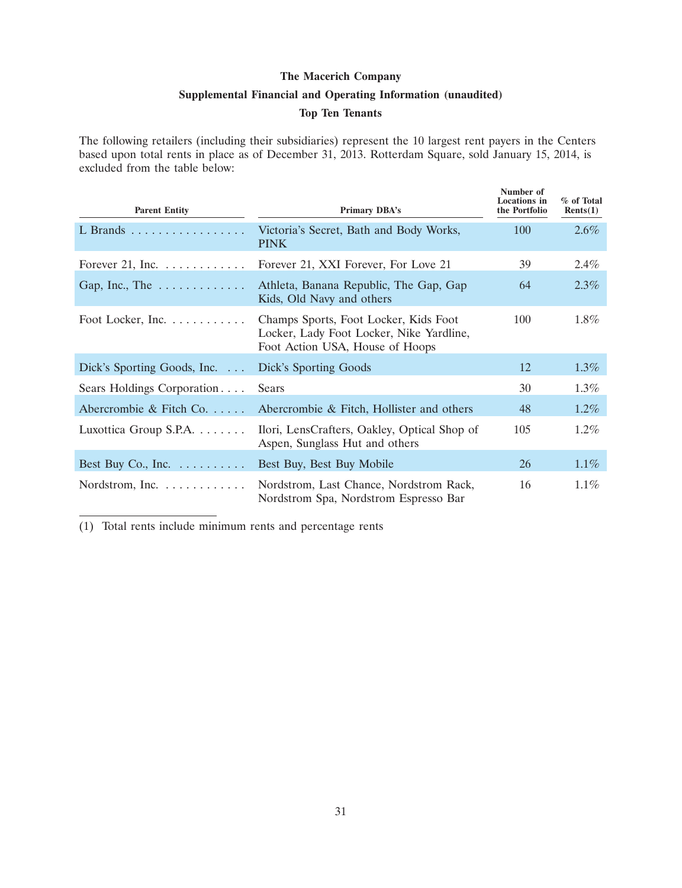# The Macerich Company

## Supplemental Financial and Operating Information (unaudited)

### Top Ten Tenants

The following retailers (including their subsidiaries) represent the 10 largest rent payers in the Centers based upon total rents in place as of December 31, 2013. Rotterdam Square, sold January 15, 2014, is excluded from the table below:

| Parent Entity | Primary DBA's | Number of Locations in the Portfolio | % of Total Rents(1) |
|---|---|---|---|
| L Brands | Victoria's Secret, Bath and Body Works, PINK | 100 | 2.6% |
| Forever 21, Inc. | Forever 21, XXI Forever, For Love 21 | 39 | 2.4% |
| Gap, Inc., The | Athleta, Banana Republic, The Gap, Gap Kids, Old Navy and others | 64 | 2.3% |
| Foot Locker, Inc. | Champs Sports, Foot Locker, Kids Foot Locker, Lady Foot Locker, Nike Yardline, Foot Action USA, House of Hoops | 100 | 1.8% |
| Dick's Sporting Goods, Inc. | Dick's Sporting Goods | 12 | 1.3% |
| Sears Holdings Corporation | Sears | 30 | 1.3% |
| Abercrombie & Fitch Co. | Abercrombie & Fitch, Hollister and others | 48 | 1.2% |
| Luxottica Group S.P.A. | Ilori, LensCrafters, Oakley, Optical Shop of Aspen, Sunglass Hut and others | 105 | 1.2% |
| Best Buy Co., Inc. | Best Buy, Best Buy Mobile | 26 | 1.1% |
| Nordstrom, Inc. | Nordstrom, Last Chance, Nordstrom Rack, Nordstrom Spa, Nordstrom Espresso Bar | 16 | 1.1% |

(1) Total rents include minimum rents and percentage rents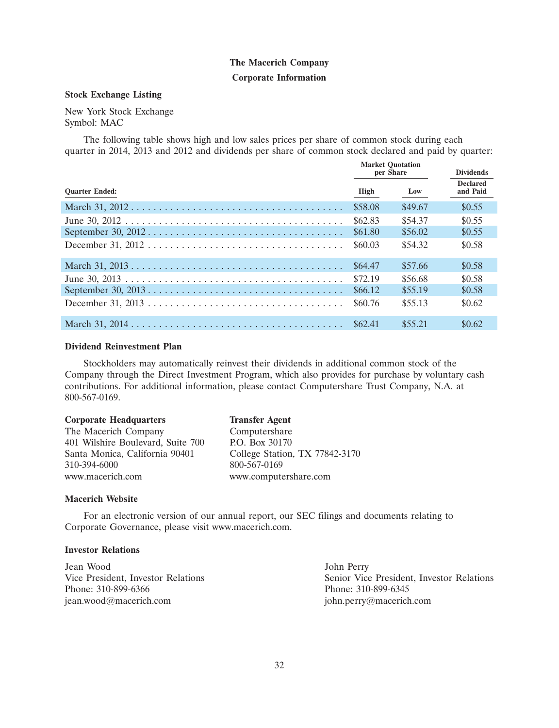## The Macerich Company

## Corporate Information

### Stock Exchange Listing

New York Stock Exchange
Symbol: MAC

The following table shows high and low sales prices per share of common stock during each quarter in 2014, 2013 and 2012 and dividends per share of common stock declared and paid by quarter:

| | Market Quotation per Share | | Dividends |
|---|---|---|---|
| Quarter Ended: | High | Low | Declared and Paid |
| March 31, 2012 | $58.08 | $49.67 | $0.55 |
| June 30, 2012 | $62.83 | $54.37 | $0.55 |
| September 30, 2012 | $61.80 | $56.02 | $0.55 |
| December 31, 2012 | $60.03 | $54.32 | $0.58 |
| March 31, 2013 | $64.47 | $57.66 | $0.58 |
| June 30, 2013 | $72.19 | $56.68 | $0.58 |
| September 30, 2013 | $66.12 | $55.19 | $0.58 |
| December 31, 2013 | $60.76 | $55.13 | $0.62 |
| March 31, 2014 | $62.41 | $55.21 | $0.62 |

### Dividend Reinvestment Plan

Stockholders may automatically reinvest their dividends in additional common stock of the Company through the Direct Investment Program, which also provides for purchase by voluntary cash contributions. For additional information, please contact Computershare Trust Company, N.A. at 800-567-0169.

**Corporate Headquarters**
The Macerich Company
401 Wilshire Boulevard, Suite 700
Santa Monica, California 90401
310-394-6000
www.macerich.com

**Transfer Agent**
Computershare
P.O. Box 30170
College Station, TX 77842-3170
800-567-0169
www.computershare.com

### Macerich Website

For an electronic version of our annual report, our SEC filings and documents relating to Corporate Governance, please visit www.macerich.com.

### Investor Relations

Jean Wood
Vice President, Investor Relations
Phone: 310-899-6366
jean.wood@macerich.com

John Perry
Senior Vice President, Investor Relations
Phone: 310-899-6345
john.perry@macerich.com